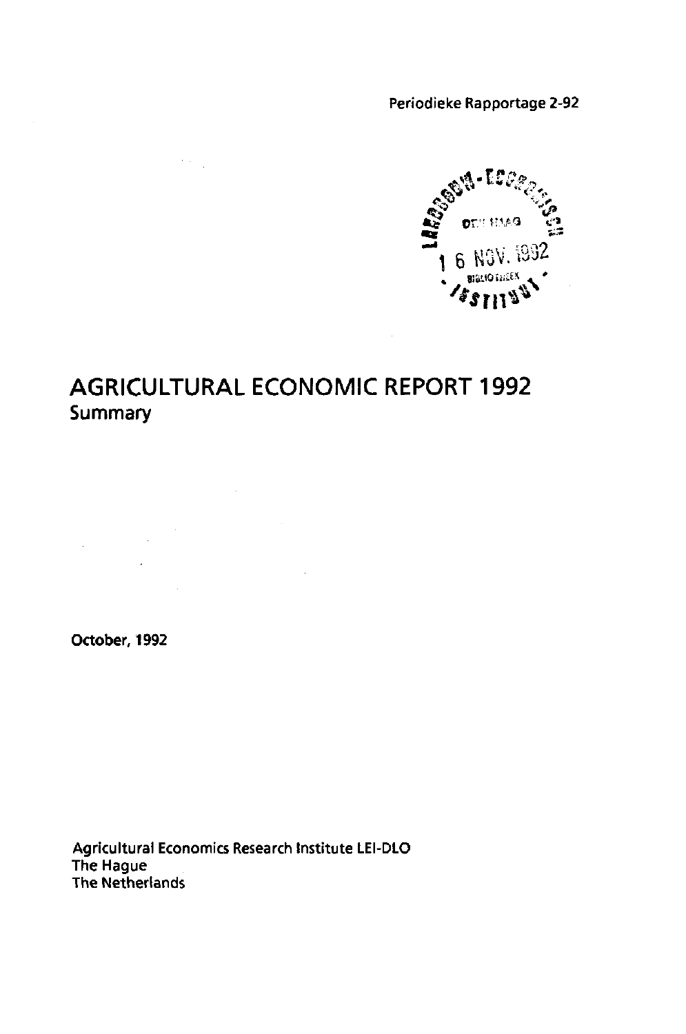Periodieke Rapportage 2-92

# AGRICULTURAL ECONOMIC REPORT 1992

## Summary

October, 1992

Agricultural Economics Research Institute LEI-DLO
The Hague
The Netherlands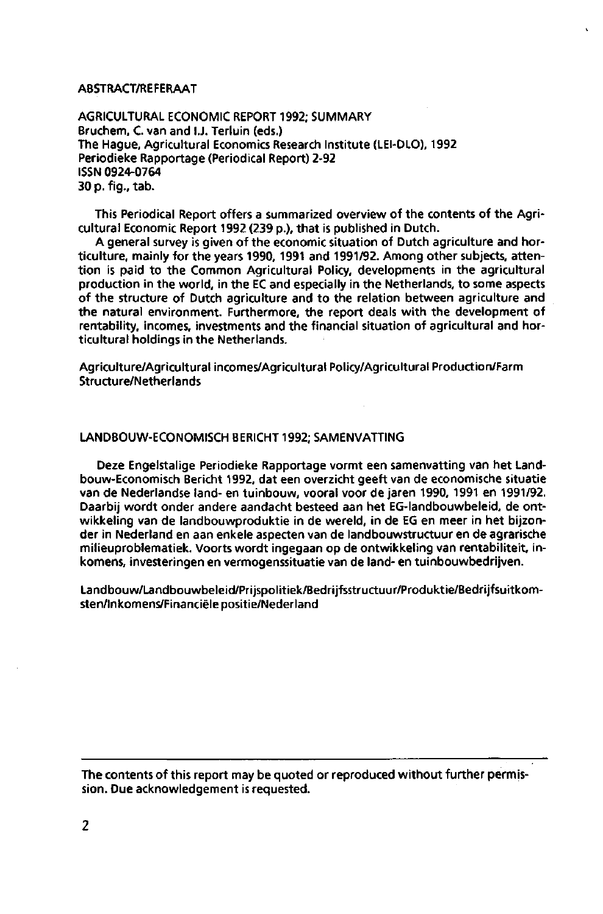ABSTRACT/REFERAAT

AGRICULTURAL ECONOMIC REPORT 1992; SUMMARY
Bruchem, C. van and I.J. Terluin (eds.)
The Hague, Agricultural Economics Research Institute (LEI-DLO), 1992
Periodieke Rapportage (Periodical Report) 2-92
ISSN 0924-0764
30 p. fig., tab.

This Periodical Report offers a summarized overview of the contents of the Agricultural Economic Report 1992 (239 p.), that is published in Dutch.

A general survey is given of the economic situation of Dutch agriculture and horticulture, mainly for the years 1990, 1991 and 1991/92. Among other subjects, attention is paid to the Common Agricultural Policy, developments in the agricultural production in the world, in the EC and especially in the Netherlands, to some aspects of the structure of Dutch agriculture and to the relation between agriculture and the natural environment. Furthermore, the report deals with the development of rentability, incomes, investments and the financial situation of agricultural and horticultural holdings in the Netherlands.

Agriculture/Agricultural incomes/Agricultural Policy/Agricultural Production/Farm Structure/Netherlands

LANDBOUW-ECONOMISCH BERICHT 1992; SAMENVATTING

Deze Engelstalige Periodieke Rapportage vormt een samenvatting van het Landbouw-Economisch Bericht 1992, dat een overzicht geeft van de economische situatie van de Nederlandse land- en tuinbouw, vooral voor de jaren 1990, 1991 en 1991/92. Daarbij wordt onder andere aandacht besteed aan het EG-landbouwbeleid, de ontwikkeling van de landbouwproduktie in de wereld, in de EG en meer in het bijzonder in Nederland en aan enkele aspecten van de landbouwstructuur en de agrarische milieuproblematiek. Voorts wordt ingegaan op de ontwikkeling van rentabiliteit, inkomens, investeringen en vermogenssituatie van de land- en tuinbouwbedrijven.

Landbouw/Landbouwbeleid/Prijspolitiek/Bedrijfsstructuur/Produktie/Bedrijfsuitkomsten/Inkomens/Financiële positie/Nederland

The contents of this report may be quoted or reproduced without further permission. Due acknowledgement is requested.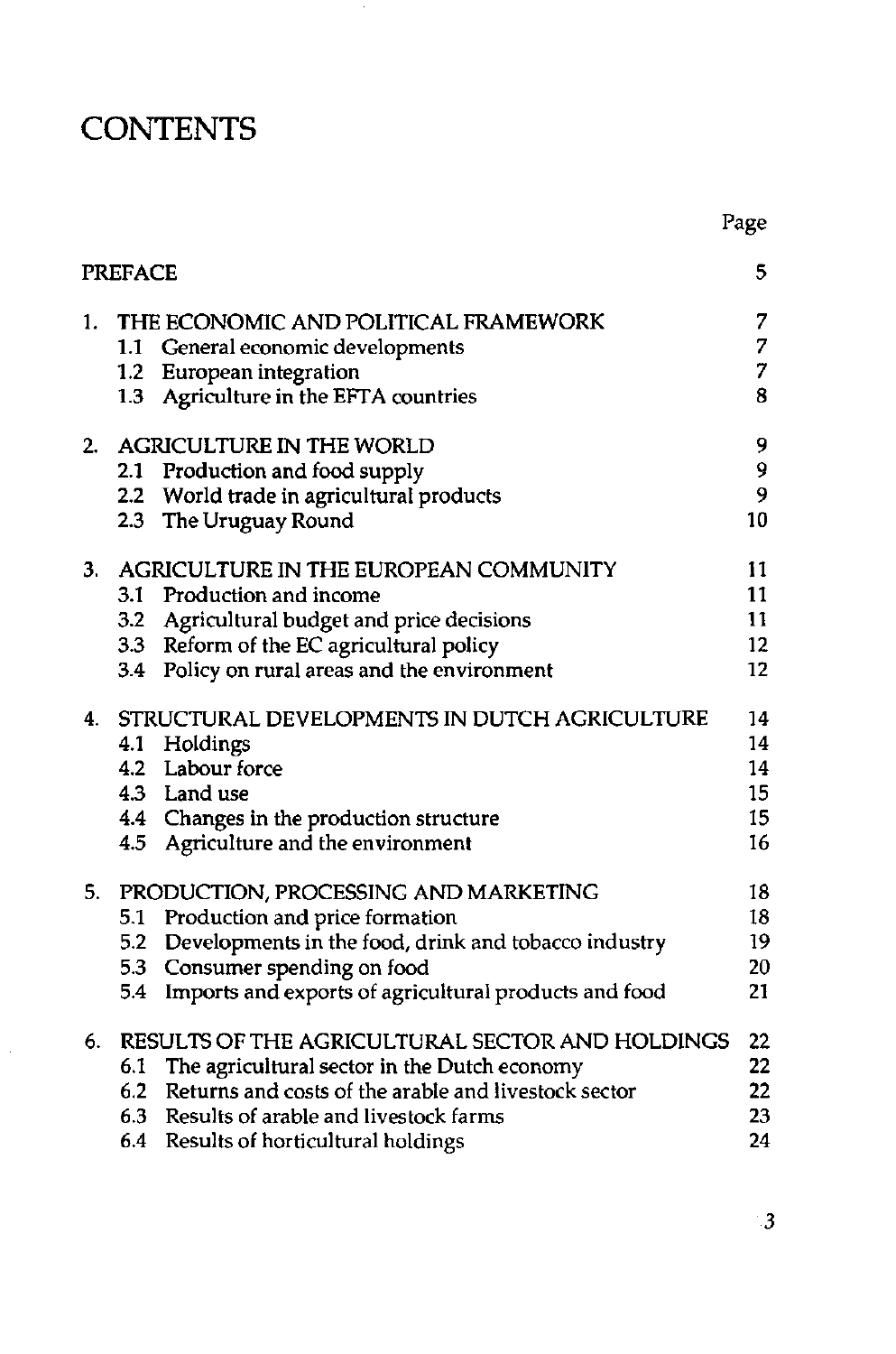# CONTENTS

| | Page |
|---|---|
| PREFACE | 5 |
| 1. THE ECONOMIC AND POLITICAL FRAMEWORK | 7 |
| 1.1 General economic developments | 7 |
| 1.2 European integration | 7 |
| 1.3 Agriculture in the EFTA countries | 8 |
| 2. AGRICULTURE IN THE WORLD | 9 |
| 2.1 Production and food supply | 9 |
| 2.2 World trade in agricultural products | 9 |
| 2.3 The Uruguay Round | 10 |
| 3. AGRICULTURE IN THE EUROPEAN COMMUNITY | 11 |
| 3.1 Production and income | 11 |
| 3.2 Agricultural budget and price decisions | 11 |
| 3.3 Reform of the EC agricultural policy | 12 |
| 3.4 Policy on rural areas and the environment | 12 |
| 4. STRUCTURAL DEVELOPMENTS IN DUTCH AGRICULTURE | 14 |
| 4.1 Holdings | 14 |
| 4.2 Labour force | 14 |
| 4.3 Land use | 15 |
| 4.4 Changes in the production structure | 15 |
| 4.5 Agriculture and the environment | 16 |
| 5. PRODUCTION, PROCESSING AND MARKETING | 18 |
| 5.1 Production and price formation | 18 |
| 5.2 Developments in the food, drink and tobacco industry | 19 |
| 5.3 Consumer spending on food | 20 |
| 5.4 Imports and exports of agricultural products and food | 21 |
| 6. RESULTS OF THE AGRICULTURAL SECTOR AND HOLDINGS | 22 |
| 6.1 The agricultural sector in the Dutch economy | 22 |
| 6.2 Returns and costs of the arable and livestock sector | 22 |
| 6.3 Results of arable and livestock farms | 23 |
| 6.4 Results of horticultural holdings | 24 |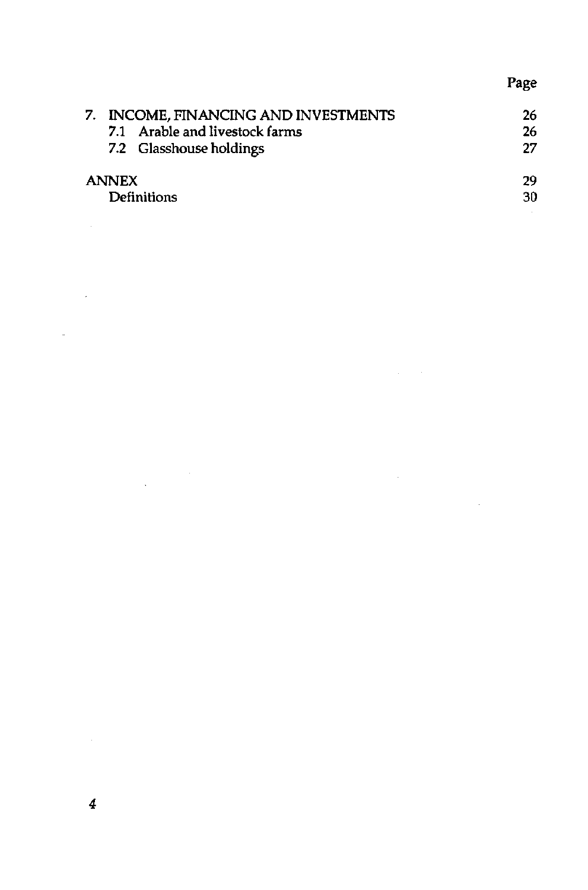| | Page |
|---|---|
| 7. INCOME, FINANCING AND INVESTMENTS | 26 |
| 7.1 Arable and livestock farms | 26 |
| 7.2 Glasshouse holdings | 27 |
| ANNEX | 29 |
| Definitions | 30 |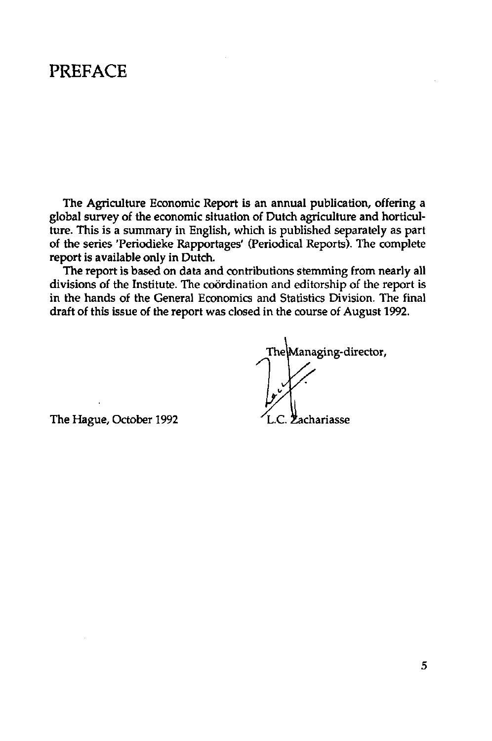# PREFACE

The Agriculture Economic Report is an annual publication, offering a global survey of the economic situation of Dutch agriculture and horticulture. This is a summary in English, which is published separately as part of the series 'Periodieke Rapportages' (Periodical Reports). The complete report is available only in Dutch.

The report is based on data and contributions stemming from nearly all divisions of the Institute. The coördination and editorship of the report is in the hands of the General Economics and Statistics Division. The final draft of this issue of the report was closed in the course of August 1992.

The Managing-director,

L.C. Zachariasse

The Hague, October 1992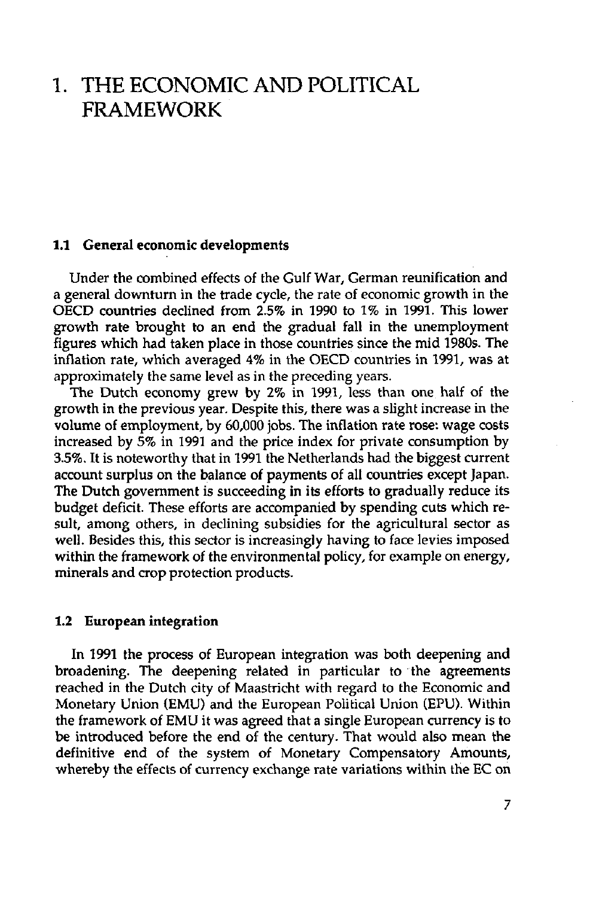# 1. THE ECONOMIC AND POLITICAL FRAMEWORK

## 1.1 General economic developments

Under the combined effects of the Gulf War, German reunification and a general downturn in the trade cycle, the rate of economic growth in the OECD countries declined from 2.5% in 1990 to 1% in 1991. This lower growth rate brought to an end the gradual fall in the unemployment figures which had taken place in those countries since the mid 1980s. The inflation rate, which averaged 4% in the OECD countries in 1991, was at approximately the same level as in the preceding years.

The Dutch economy grew by 2% in 1991, less than one half of the growth in the previous year. Despite this, there was a slight increase in the volume of employment, by 60,000 jobs. The inflation rate rose: wage costs increased by 5% in 1991 and the price index for private consumption by 3.5%. It is noteworthy that in 1991 the Netherlands had the biggest current account surplus on the balance of payments of all countries except Japan. The Dutch government is succeeding in its efforts to gradually reduce its budget deficit. These efforts are accompanied by spending cuts which result, among others, in declining subsidies for the agricultural sector as well. Besides this, this sector is increasingly having to face levies imposed within the framework of the environmental policy, for example on energy, minerals and crop protection products.

## 1.2 European integration

In 1991 the process of European integration was both deepening and broadening. The deepening related in particular to the agreements reached in the Dutch city of Maastricht with regard to the Economic and Monetary Union (EMU) and the European Political Union (EPU). Within the framework of EMU it was agreed that a single European currency is to be introduced before the end of the century. That would also mean the definitive end of the system of Monetary Compensatory Amounts, whereby the effects of currency exchange rate variations within the EC on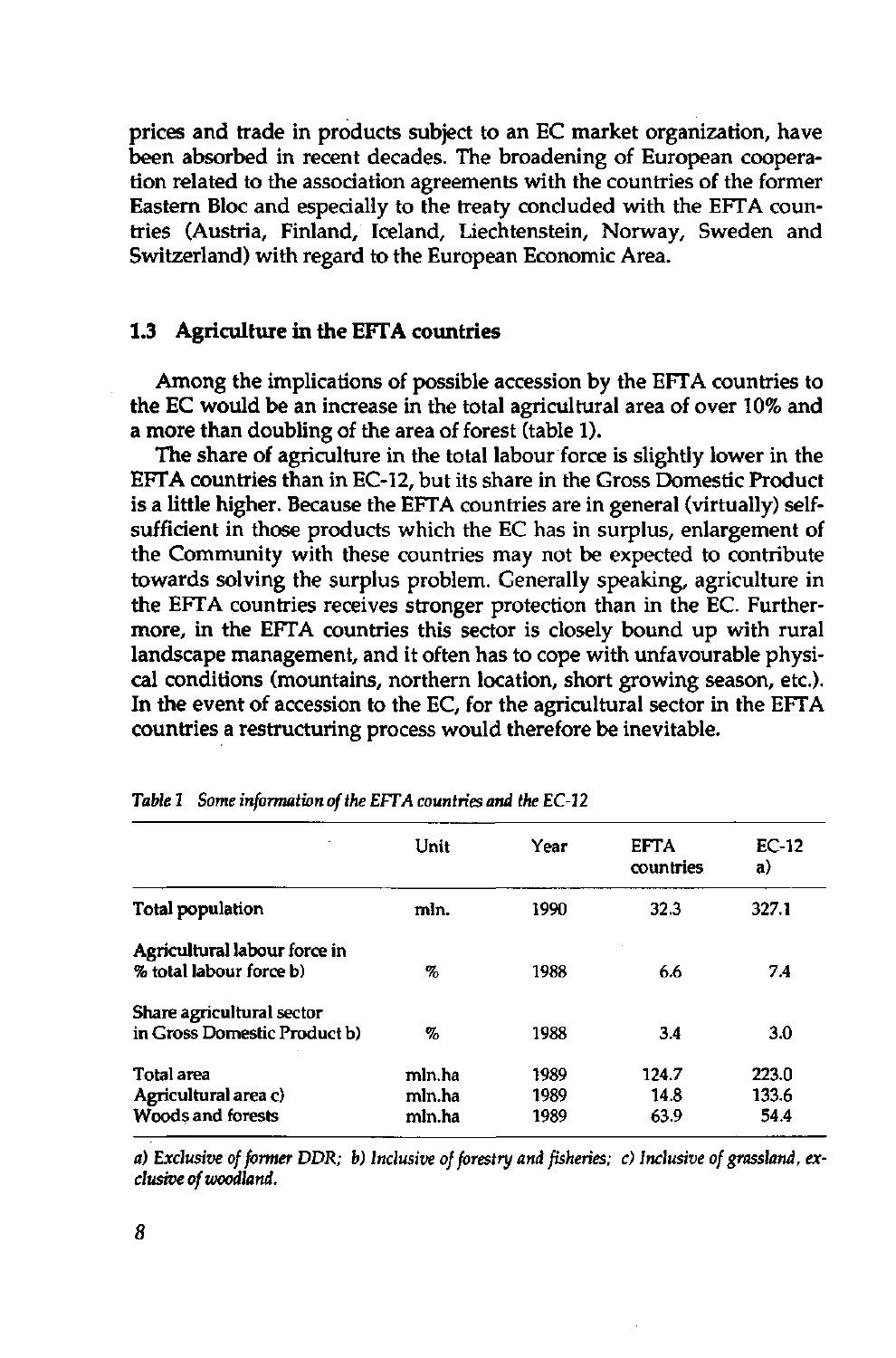prices and trade in products subject to an EC market organization, have been absorbed in recent decades. The broadening of European cooperation related to the association agreements with the countries of the former Eastern Bloc and especially to the treaty concluded with the EFTA countries (Austria, Finland, Iceland, Liechtenstein, Norway, Sweden and Switzerland) with regard to the European Economic Area.

### 1.3 Agriculture in the EFTA countries

Among the implications of possible accession by the EFTA countries to the EC would be an increase in the total agricultural area of over 10% and a more than doubling of the area of forest (table 1).

The share of agriculture in the total labour force is slightly lower in the EFTA countries than in EC-12, but its share in the Gross Domestic Product is a little higher. Because the EFTA countries are in general (virtually) self-sufficient in those products which the EC has in surplus, enlargement of the Community with these countries may not be expected to contribute towards solving the surplus problem. Generally speaking, agriculture in the EFTA countries receives stronger protection than in the EC. Furthermore, in the EFTA countries this sector is closely bound up with rural landscape management, and it often has to cope with unfavourable physical conditions (mountains, northern location, short growing season, etc.). In the event of accession to the EC, for the agricultural sector in the EFTA countries a restructuring process would therefore be inevitable.

*Table 1 Some information of the EFTA countries and the EC-12*

| | Unit | Year | EFTA countries | EC-12 a) |
|---|---|---|---|---|
| Total population | mln. | 1990 | 32.3 | 327.1 |
| Agricultural labour force in % total labour force b) | % | 1988 | 6.6 | 7.4 |
| Share agricultural sector in Gross Domestic Product b) | % | 1988 | 3.4 | 3.0 |
| Total area | mln.ha | 1989 | 124.7 | 223.0 |
| Agricultural area c) | mln.ha | 1989 | 14.8 | 133.6 |
| Woods and forests | mln.ha | 1989 | 63.9 | 54.4 |

*a) Exclusive of former DDR; b) Inclusive of forestry and fisheries; c) Inclusive of grassland, exclusive of woodland.*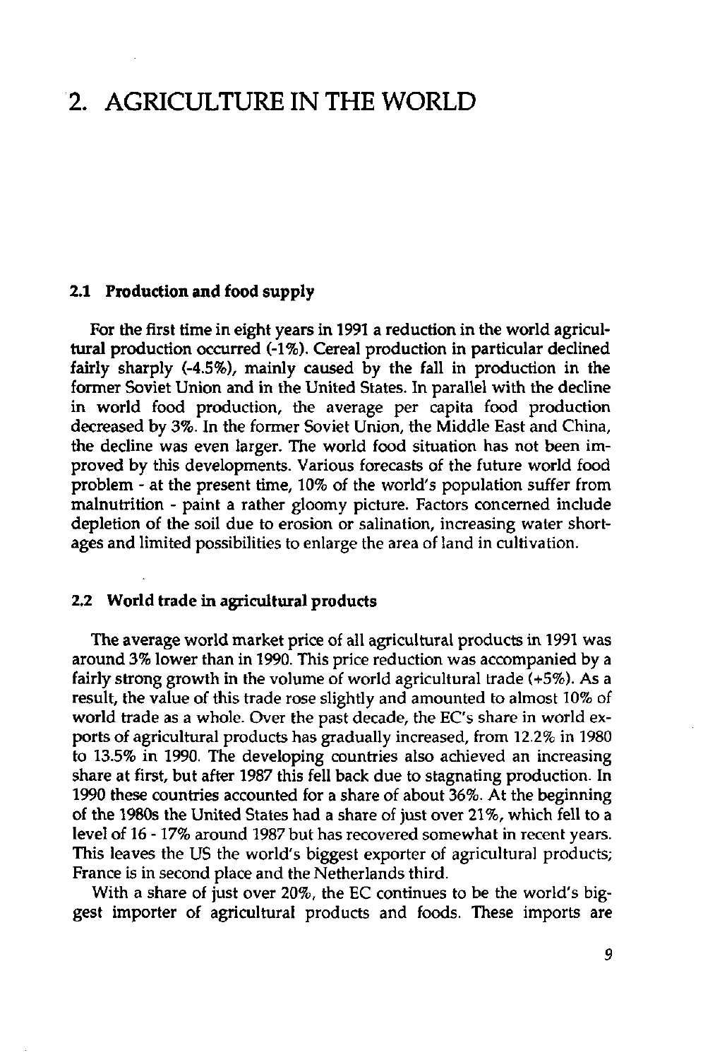# 2. AGRICULTURE IN THE WORLD

## 2.1 Production and food supply

For the first time in eight years in 1991 a reduction in the world agricultural production occurred (-1%). Cereal production in particular declined fairly sharply (-4.5%), mainly caused by the fall in production in the former Soviet Union and in the United States. In parallel with the decline in world food production, the average per capita food production decreased by 3%. In the former Soviet Union, the Middle East and China, the decline was even larger. The world food situation has not been improved by this developments. Various forecasts of the future world food problem - at the present time, 10% of the world's population suffer from malnutrition - paint a rather gloomy picture. Factors concerned include depletion of the soil due to erosion or salination, increasing water shortages and limited possibilities to enlarge the area of land in cultivation.

## 2.2 World trade in agricultural products

The average world market price of all agricultural products in 1991 was around 3% lower than in 1990. This price reduction was accompanied by a fairly strong growth in the volume of world agricultural trade (+5%). As a result, the value of this trade rose slightly and amounted to almost 10% of world trade as a whole. Over the past decade, the EC's share in world exports of agricultural products has gradually increased, from 12.2% in 1980 to 13.5% in 1990. The developing countries also achieved an increasing share at first, but after 1987 this fell back due to stagnating production. In 1990 these countries accounted for a share of about 36%. At the beginning of the 1980s the United States had a share of just over 21%, which fell to a level of 16 - 17% around 1987 but has recovered somewhat in recent years. This leaves the US the world's biggest exporter of agricultural products; France is in second place and the Netherlands third.

With a share of just over 20%, the EC continues to be the world's biggest importer of agricultural products and foods. These imports are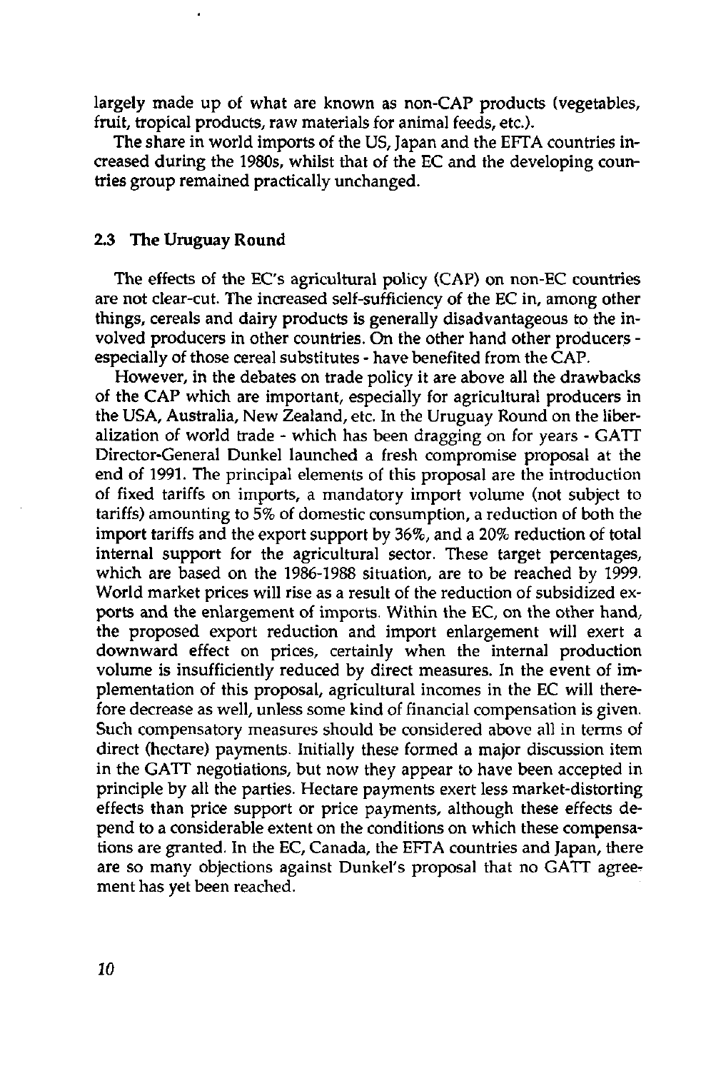largely made up of what are known as non-CAP products (vegetables, fruit, tropical products, raw materials for animal feeds, etc.).

The share in world imports of the US, Japan and the EFTA countries increased during the 1980s, whilst that of the EC and the developing countries group remained practically unchanged.

### 2.3 The Uruguay Round

The effects of the EC's agricultural policy (CAP) on non-EC countries are not clear-cut. The increased self-sufficiency of the EC in, among other things, cereals and dairy products is generally disadvantageous to the involved producers in other countries. On the other hand other producers - especially of those cereal substitutes - have benefited from the CAP.

However, in the debates on trade policy it are above all the drawbacks of the CAP which are important, especially for agricultural producers in the USA, Australia, New Zealand, etc. In the Uruguay Round on the liberalization of world trade - which has been dragging on for years - GATT Director-General Dunkel launched a fresh compromise proposal at the end of 1991. The principal elements of this proposal are the introduction of fixed tariffs on imports, a mandatory import volume (not subject to tariffs) amounting to 5% of domestic consumption, a reduction of both the import tariffs and the export support by 36%, and a 20% reduction of total internal support for the agricultural sector. These target percentages, which are based on the 1986-1988 situation, are to be reached by 1999. World market prices will rise as a result of the reduction of subsidized exports and the enlargement of imports. Within the EC, on the other hand, the proposed export reduction and import enlargement will exert a downward effect on prices, certainly when the internal production volume is insufficiently reduced by direct measures. In the event of implementation of this proposal, agricultural incomes in the EC will therefore decrease as well, unless some kind of financial compensation is given. Such compensatory measures should be considered above all in terms of direct (hectare) payments. Initially these formed a major discussion item in the GATT negotiations, but now they appear to have been accepted in principle by all the parties. Hectare payments exert less market-distorting effects than price support or price payments, although these effects depend to a considerable extent on the conditions on which these compensations are granted. In the EC, Canada, the EFTA countries and Japan, there are so many objections against Dunkel's proposal that no GATT agreement has yet been reached.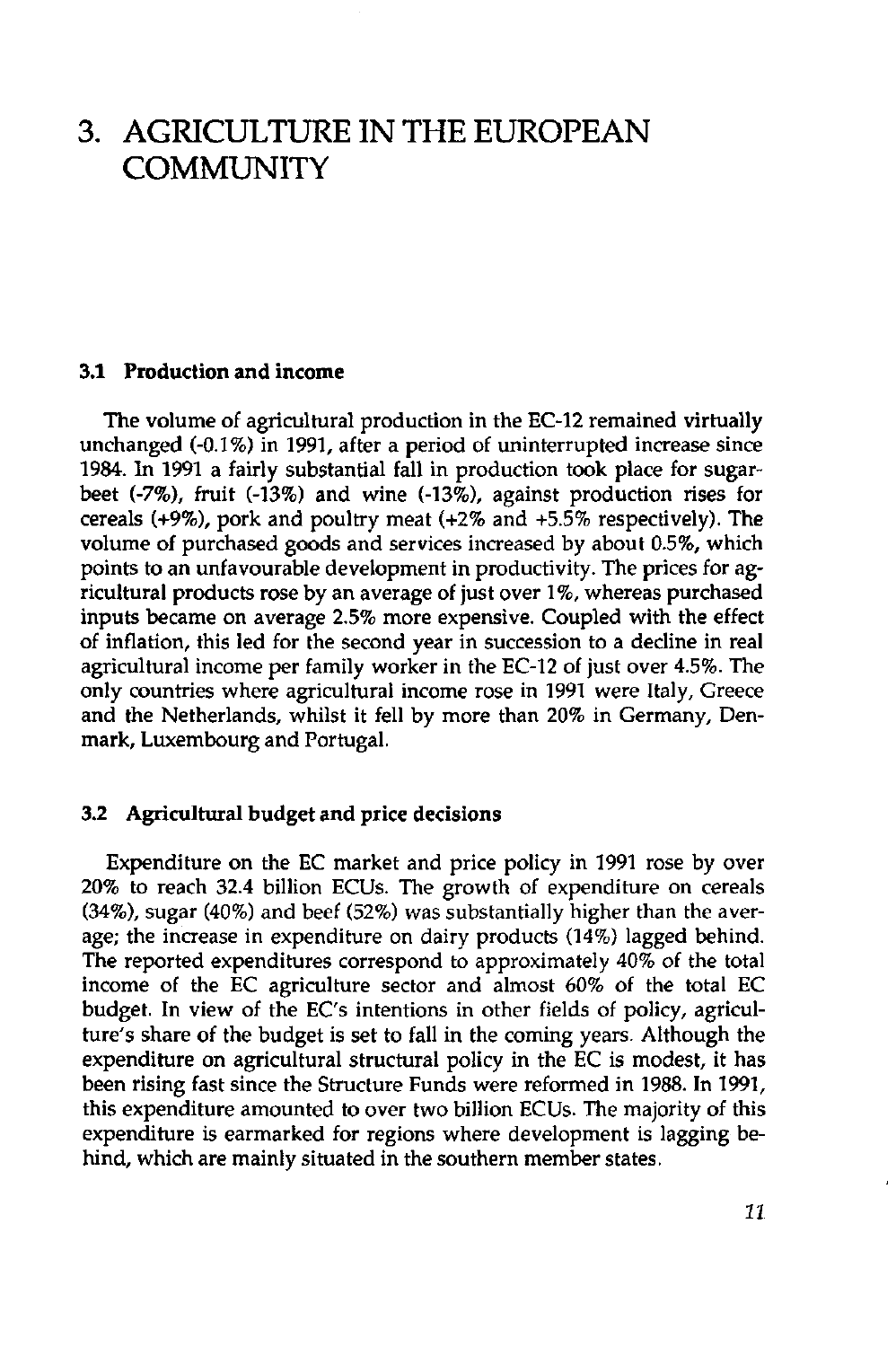# 3. AGRICULTURE IN THE EUROPEAN COMMUNITY

### 3.1 Production and income

The volume of agricultural production in the EC-12 remained virtually unchanged (-0.1%) in 1991, after a period of uninterrupted increase since 1984. In 1991 a fairly substantial fall in production took place for sugar-beet (-7%), fruit (-13%) and wine (-13%), against production rises for cereals (+9%), pork and poultry meat (+2% and +5.5% respectively). The volume of purchased goods and services increased by about 0.5%, which points to an unfavourable development in productivity. The prices for agricultural products rose by an average of just over 1%, whereas purchased inputs became on average 2.5% more expensive. Coupled with the effect of inflation, this led for the second year in succession to a decline in real agricultural income per family worker in the EC-12 of just over 4.5%. The only countries where agricultural income rose in 1991 were Italy, Greece and the Netherlands, whilst it fell by more than 20% in Germany, Denmark, Luxembourg and Portugal.

### 3.2 Agricultural budget and price decisions

Expenditure on the EC market and price policy in 1991 rose by over 20% to reach 32.4 billion ECUs. The growth of expenditure on cereals (34%), sugar (40%) and beef (52%) was substantially higher than the average; the increase in expenditure on dairy products (14%) lagged behind. The reported expenditures correspond to approximately 40% of the total income of the EC agriculture sector and almost 60% of the total EC budget. In view of the EC's intentions in other fields of policy, agriculture's share of the budget is set to fall in the coming years. Although the expenditure on agricultural structural policy in the EC is modest, it has been rising fast since the Structure Funds were reformed in 1988. In 1991, this expenditure amounted to over two billion ECUs. The majority of this expenditure is earmarked for regions where development is lagging behind, which are mainly situated in the southern member states.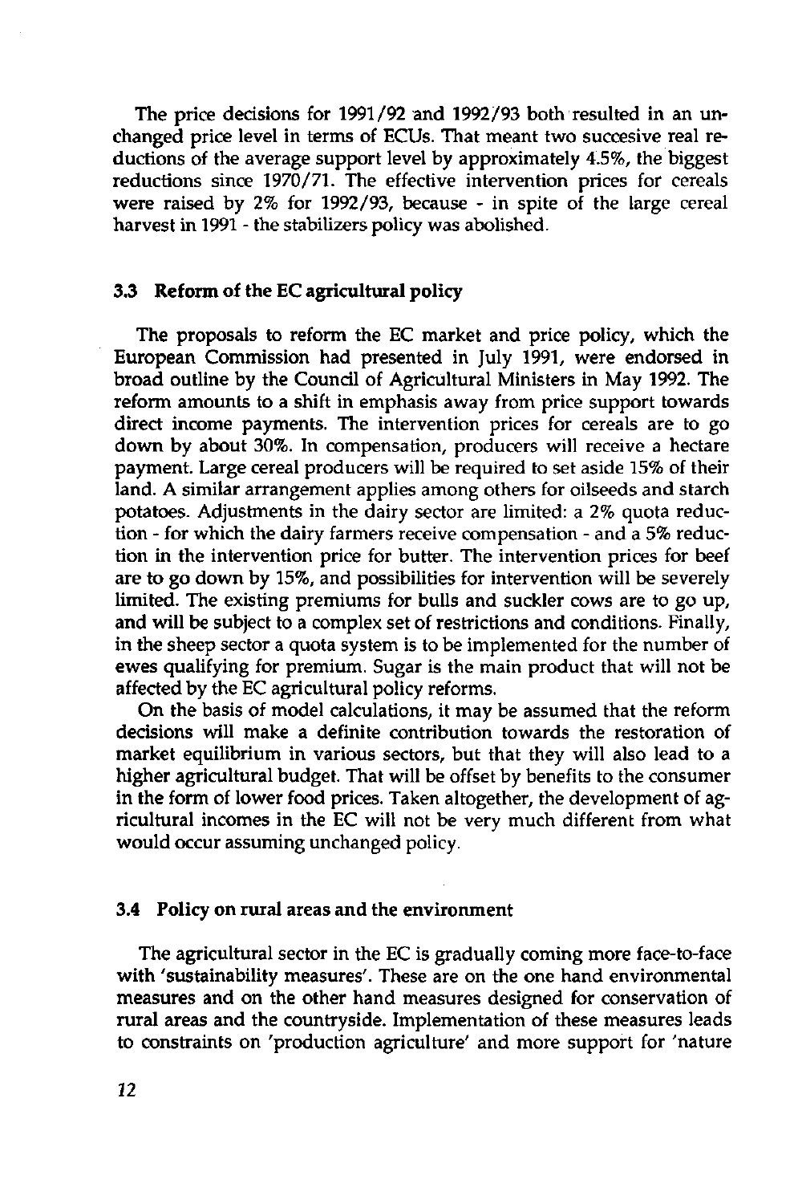The price decisions for 1991/92 and 1992/93 both resulted in an unchanged price level in terms of ECUs. That meant two succesive real reductions of the average support level by approximately 4.5%, the biggest reductions since 1970/71. The effective intervention prices for cereals were raised by 2% for 1992/93, because - in spite of the large cereal harvest in 1991 - the stabilizers policy was abolished.

### 3.3 Reform of the EC agricultural policy

The proposals to reform the EC market and price policy, which the European Commission had presented in July 1991, were endorsed in broad outline by the Council of Agricultural Ministers in May 1992. The reform amounts to a shift in emphasis away from price support towards direct income payments. The intervention prices for cereals are to go down by about 30%. In compensation, producers will receive a hectare payment. Large cereal producers will be required to set aside 15% of their land. A similar arrangement applies among others for oilseeds and starch potatoes. Adjustments in the dairy sector are limited: a 2% quota reduction - for which the dairy farmers receive compensation - and a 5% reduction in the intervention price for butter. The intervention prices for beef are to go down by 15%, and possibilities for intervention will be severely limited. The existing premiums for bulls and suckler cows are to go up, and will be subject to a complex set of restrictions and conditions. Finally, in the sheep sector a quota system is to be implemented for the number of ewes qualifying for premium. Sugar is the main product that will not be affected by the EC agricultural policy reforms.

On the basis of model calculations, it may be assumed that the reform decisions will make a definite contribution towards the restoration of market equilibrium in various sectors, but that they will also lead to a higher agricultural budget. That will be offset by benefits to the consumer in the form of lower food prices. Taken altogether, the development of agricultural incomes in the EC will not be very much different from what would occur assuming unchanged policy.

### 3.4 Policy on rural areas and the environment

The agricultural sector in the EC is gradually coming more face-to-face with 'sustainability measures'. These are on the one hand environmental measures and on the other hand measures designed for conservation of rural areas and the countryside. Implementation of these measures leads to constraints on 'production agriculture' and more support for 'nature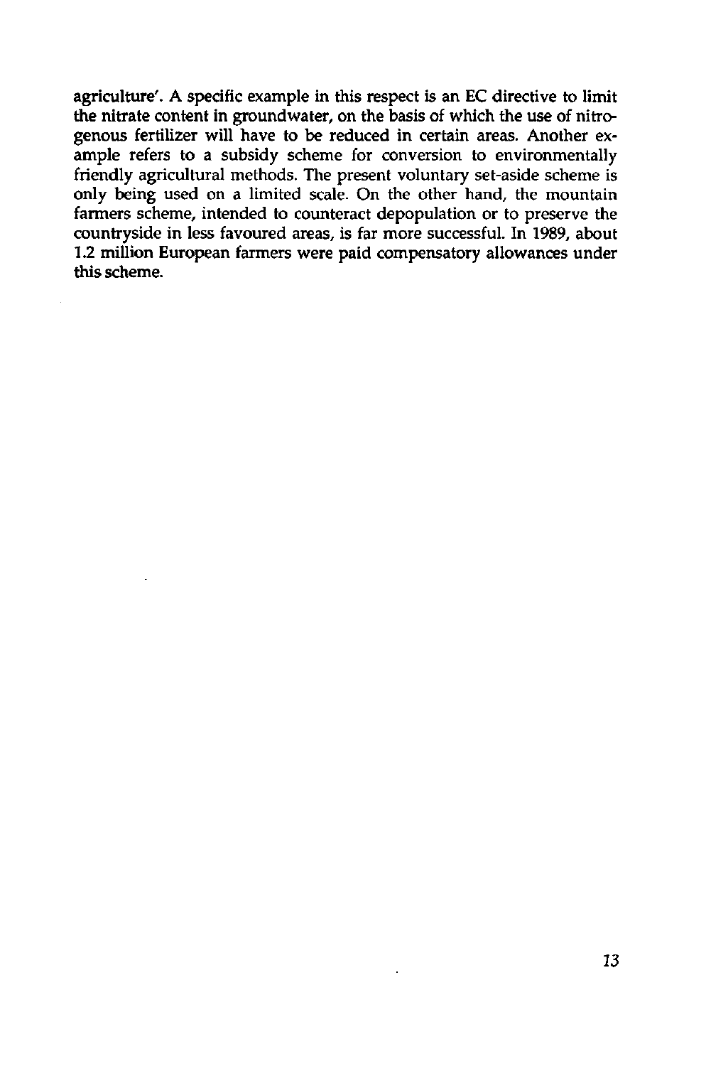agriculture'. A specific example in this respect is an EC directive to limit the nitrate content in groundwater, on the basis of which the use of nitrogenous fertilizer will have to be reduced in certain areas. Another example refers to a subsidy scheme for conversion to environmentally friendly agricultural methods. The present voluntary set-aside scheme is only being used on a limited scale. On the other hand, the mountain farmers scheme, intended to counteract depopulation or to preserve the countryside in less favoured areas, is far more successful. In 1989, about 1.2 million European farmers were paid compensatory allowances under this scheme.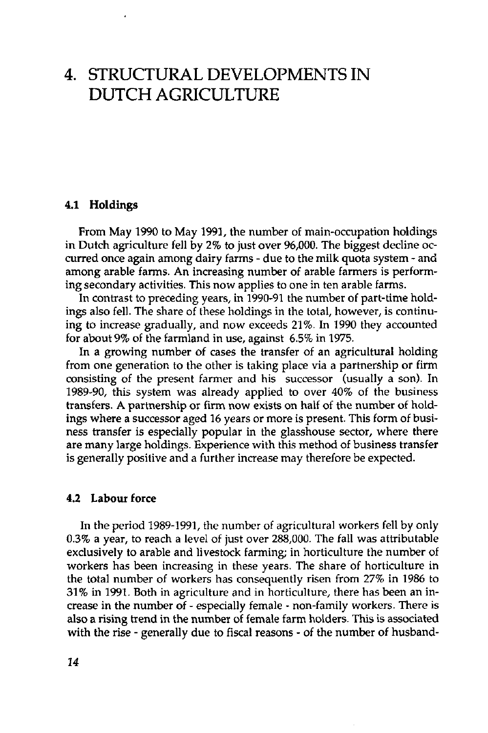# 4. STRUCTURAL DEVELOPMENTS IN DUTCH AGRICULTURE

## 4.1 Holdings

From May 1990 to May 1991, the number of main-occupation holdings in Dutch agriculture fell by 2% to just over 96,000. The biggest decline occurred once again among dairy farms - due to the milk quota system - and among arable farms. An increasing number of arable farmers is performing secondary activities. This now applies to one in ten arable farms.

In contrast to preceding years, in 1990-91 the number of part-time holdings also fell. The share of these holdings in the total, however, is continuing to increase gradually, and now exceeds 21%. In 1990 they accounted for about 9% of the farmland in use, against 6.5% in 1975.

In a growing number of cases the transfer of an agricultural holding from one generation to the other is taking place via a partnership or firm consisting of the present farmer and his successor (usually a son). In 1989-90, this system was already applied to over 40% of the business transfers. A partnership or firm now exists on half of the number of holdings where a successor aged 16 years or more is present. This form of business transfer is especially popular in the glasshouse sector, where there are many large holdings. Experience with this method of business transfer is generally positive and a further increase may therefore be expected.

## 4.2 Labour force

In the period 1989-1991, the number of agricultural workers fell by only 0.3% a year, to reach a level of just over 288,000. The fall was attributable exclusively to arable and livestock farming; in horticulture the number of workers has been increasing in these years. The share of horticulture in the total number of workers has consequently risen from 27% in 1986 to 31% in 1991. Both in agriculture and in horticulture, there has been an increase in the number of - especially female - non-family workers. There is also a rising trend in the number of female farm holders. This is associated with the rise - generally due to fiscal reasons - of the number of husband-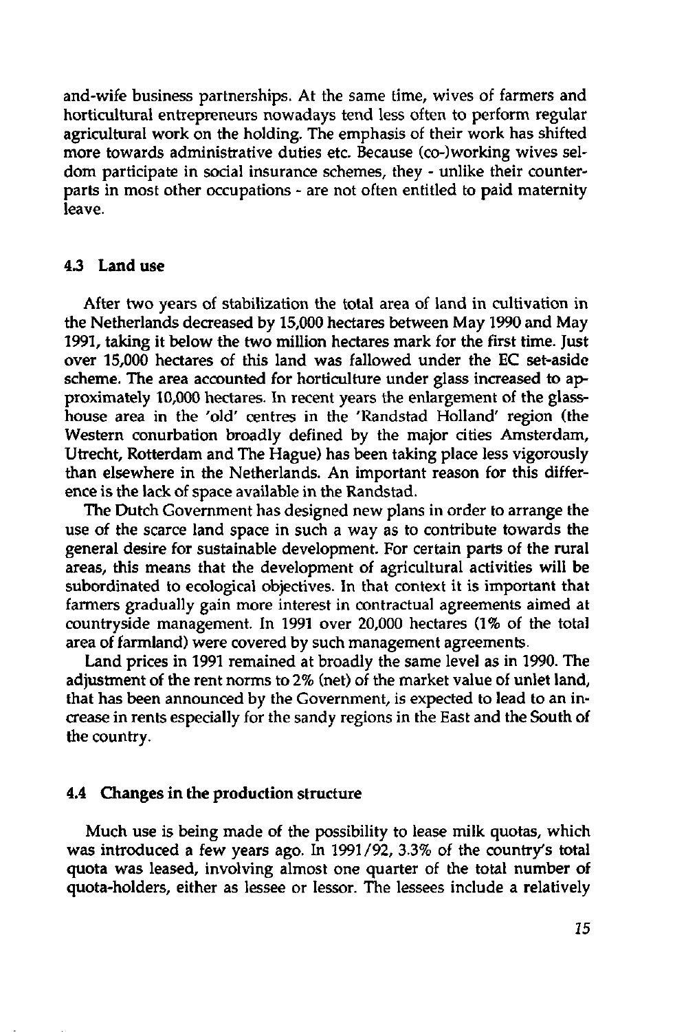and-wife business partnerships. At the same time, wives of farmers and horticultural entrepreneurs nowadays tend less often to perform regular agricultural work on the holding. The emphasis of their work has shifted more towards administrative duties etc. Because (co-)working wives seldom participate in social insurance schemes, they - unlike their counterparts in most other occupations - are not often entitled to paid maternity leave.

## 4.3 Land use

After two years of stabilization the total area of land in cultivation in the Netherlands decreased by 15,000 hectares between May 1990 and May 1991, taking it below the two million hectares mark for the first time. Just over 15,000 hectares of this land was fallowed under the EC set-aside scheme. The area accounted for horticulture under glass increased to approximately 10,000 hectares. In recent years the enlargement of the glasshouse area in the 'old' centres in the 'Randstad Holland' region (the Western conurbation broadly defined by the major cities Amsterdam, Utrecht, Rotterdam and The Hague) has been taking place less vigorously than elsewhere in the Netherlands. An important reason for this difference is the lack of space available in the Randstad.

The Dutch Government has designed new plans in order to arrange the use of the scarce land space in such a way as to contribute towards the general desire for sustainable development. For certain parts of the rural areas, this means that the development of agricultural activities will be subordinated to ecological objectives. In that context it is important that farmers gradually gain more interest in contractual agreements aimed at countryside management. In 1991 over 20,000 hectares (1% of the total area of farmland) were covered by such management agreements.

Land prices in 1991 remained at broadly the same level as in 1990. The adjustment of the rent norms to 2% (net) of the market value of unlet land, that has been announced by the Government, is expected to lead to an increase in rents especially for the sandy regions in the East and the South of the country.

## 4.4 Changes in the production structure

Much use is being made of the possibility to lease milk quotas, which was introduced a few years ago. In 1991/92, 3.3% of the country's total quota was leased, involving almost one quarter of the total number of quota-holders, either as lessee or lessor. The lessees include a relatively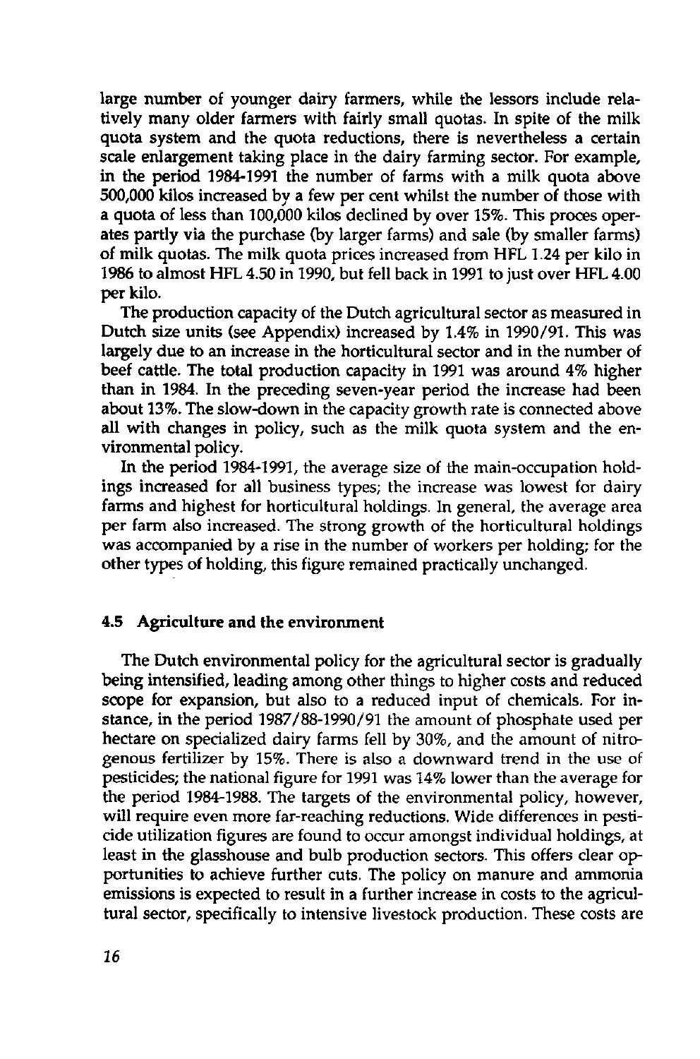large number of younger dairy farmers, while the lessors include relatively many older farmers with fairly small quotas. In spite of the milk quota system and the quota reductions, there is nevertheless a certain scale enlargement taking place in the dairy farming sector. For example, in the period 1984-1991 the number of farms with a milk quota above 500,000 kilos increased by a few per cent whilst the number of those with a quota of less than 100,000 kilos declined by over 15%. This proces operates partly via the purchase (by larger farms) and sale (by smaller farms) of milk quotas. The milk quota prices increased from HFL 1.24 per kilo in 1986 to almost HFL 4.50 in 1990, but fell back in 1991 to just over HFL 4.00 per kilo.

The production capacity of the Dutch agricultural sector as measured in Dutch size units (see Appendix) increased by 1.4% in 1990/91. This was largely due to an increase in the horticultural sector and in the number of beef cattle. The total production capacity in 1991 was around 4% higher than in 1984. In the preceding seven-year period the increase had been about 13%. The slow-down in the capacity growth rate is connected above all with changes in policy, such as the milk quota system and the environmental policy.

In the period 1984-1991, the average size of the main-occupation holdings increased for all business types; the increase was lowest for dairy farms and highest for horticultural holdings. In general, the average area per farm also increased. The strong growth of the horticultural holdings was accompanied by a rise in the number of workers per holding; for the other types of holding, this figure remained practically unchanged.

### 4.5 Agriculture and the environment

The Dutch environmental policy for the agricultural sector is gradually being intensified, leading among other things to higher costs and reduced scope for expansion, but also to a reduced input of chemicals. For instance, in the period 1987/88-1990/91 the amount of phosphate used per hectare on specialized dairy farms fell by 30%, and the amount of nitrogenous fertilizer by 15%. There is also a downward trend in the use of pesticides; the national figure for 1991 was 14% lower than the average for the period 1984-1988. The targets of the environmental policy, however, will require even more far-reaching reductions. Wide differences in pesticide utilization figures are found to occur amongst individual holdings, at least in the glasshouse and bulb production sectors. This offers clear opportunities to achieve further cuts. The policy on manure and ammonia emissions is expected to result in a further increase in costs to the agricultural sector, specifically to intensive livestock production. These costs are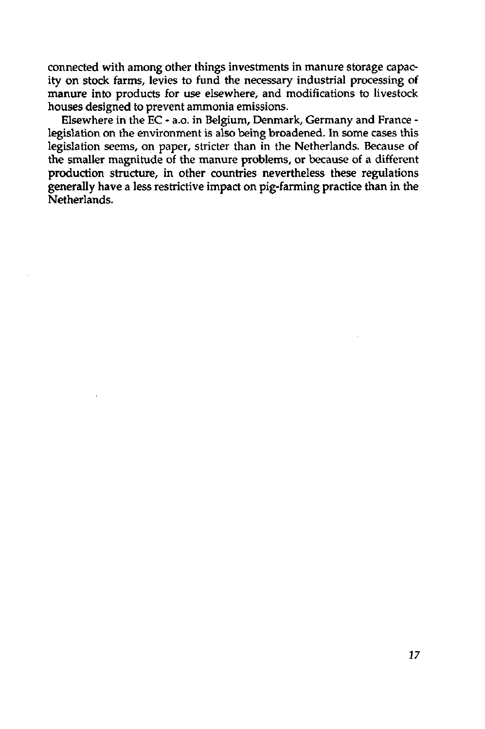connected with among other things investments in manure storage capacity on stock farms, levies to fund the necessary industrial processing of manure into products for use elsewhere, and modifications to livestock houses designed to prevent ammonia emissions.

Elsewhere in the EC - a.o. in Belgium, Denmark, Germany and France - legislation on the environment is also being broadened. In some cases this legislation seems, on paper, stricter than in the Netherlands. Because of the smaller magnitude of the manure problems, or because of a different production structure, in other countries nevertheless these regulations generally have a less restrictive impact on pig-farming practice than in the Netherlands.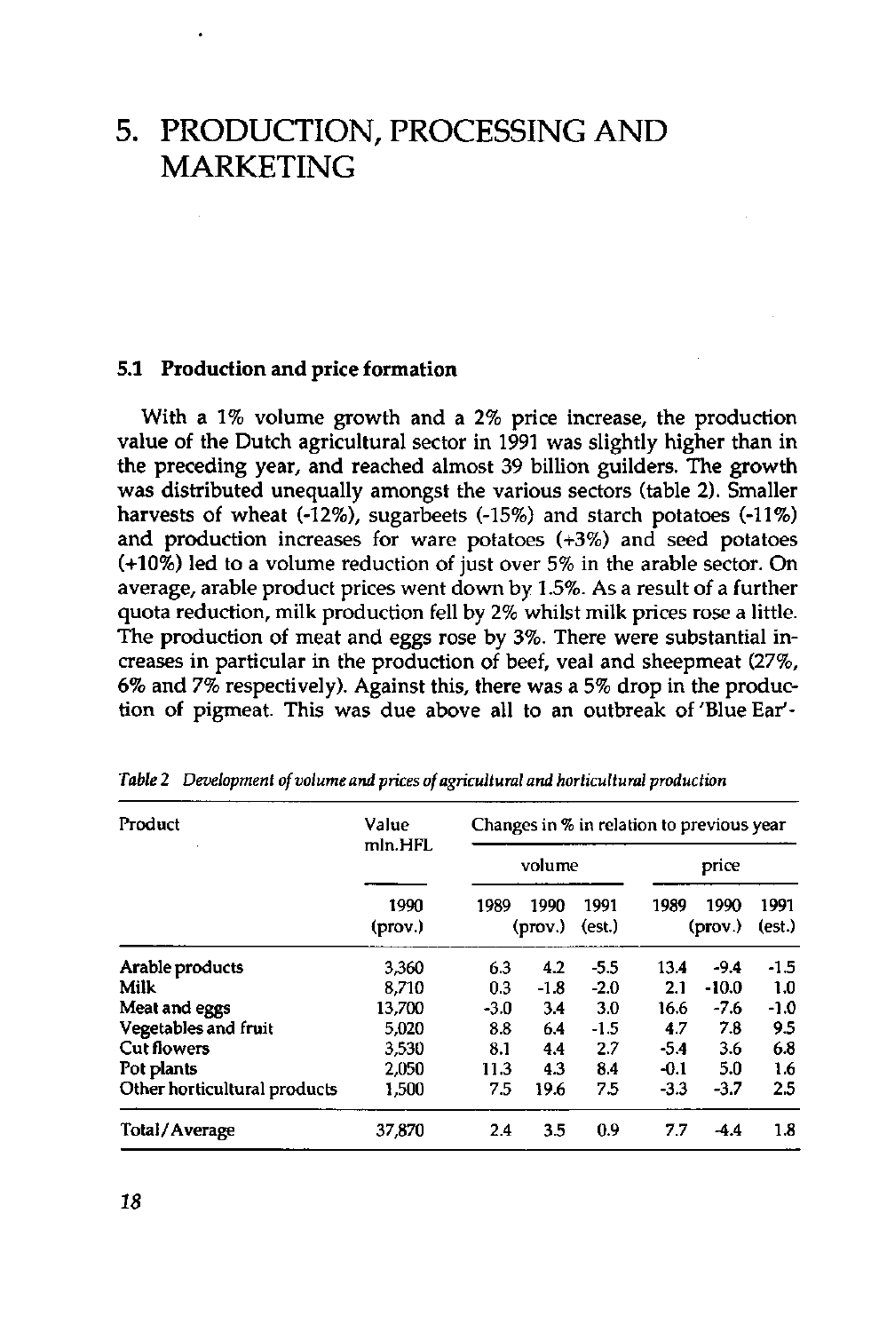# 5. PRODUCTION, PROCESSING AND MARKETING

## 5.1 Production and price formation

With a 1% volume growth and a 2% price increase, the production value of the Dutch agricultural sector in 1991 was slightly higher than in the preceding year, and reached almost 39 billion guilders. The growth was distributed unequally amongst the various sectors (table 2). Smaller harvests of wheat (-12%), sugarbeets (-15%) and starch potatoes (-11%) and production increases for ware potatoes (+3%) and seed potatoes (+10%) led to a volume reduction of just over 5% in the arable sector. On average, arable product prices went down by 1.5%. As a result of a further quota reduction, milk production fell by 2% whilst milk prices rose a little. The production of meat and eggs rose by 3%. There were substantial increases in particular in the production of beef, veal and sheepmeat (27%, 6% and 7% respectively). Against this, there was a 5% drop in the production of pigmeat. This was due above all to an outbreak of 'Blue Ear'-

*Table 2 Development of volume and prices of agricultural and horticultural production*

| Product | Value mln.HFL | Changes in % in relation to previous year | | | | | |
|---|---|---|---|---|---|---|---|
| | | volume | | | price | | |
| | 1990 (prov.) | 1989 | 1990 (prov.) | 1991 (est.) | 1989 | 1990 (prov.) | 1991 (est.) |
| Arable products | 3,360 | 6.3 | 4.2 | -5.5 | 13.4 | -9.4 | -1.5 |
| Milk | 8,710 | 0.3 | -1.8 | -2.0 | 2.1 | -10.0 | 1.0 |
| Meat and eggs | 13,700 | -3.0 | 3.4 | 3.0 | 16.6 | -7.6 | -1.0 |
| Vegetables and fruit | 5,020 | 8.8 | 6.4 | -1.5 | 4.7 | 7.8 | 9.5 |
| Cut flowers | 3,530 | 8.1 | 4.4 | 2.7 | -5.4 | 3.6 | 6.8 |
| Pot plants | 2,050 | 11.3 | 4.3 | 8.4 | -0.1 | 5.0 | 1.6 |
| Other horticultural products | 1,500 | 7.5 | 19.6 | 7.5 | -3.3 | -3.7 | 2.5 |
| Total/Average | 37,870 | 2.4 | 3.5 | 0.9 | 7.7 | -4.4 | 1.8 |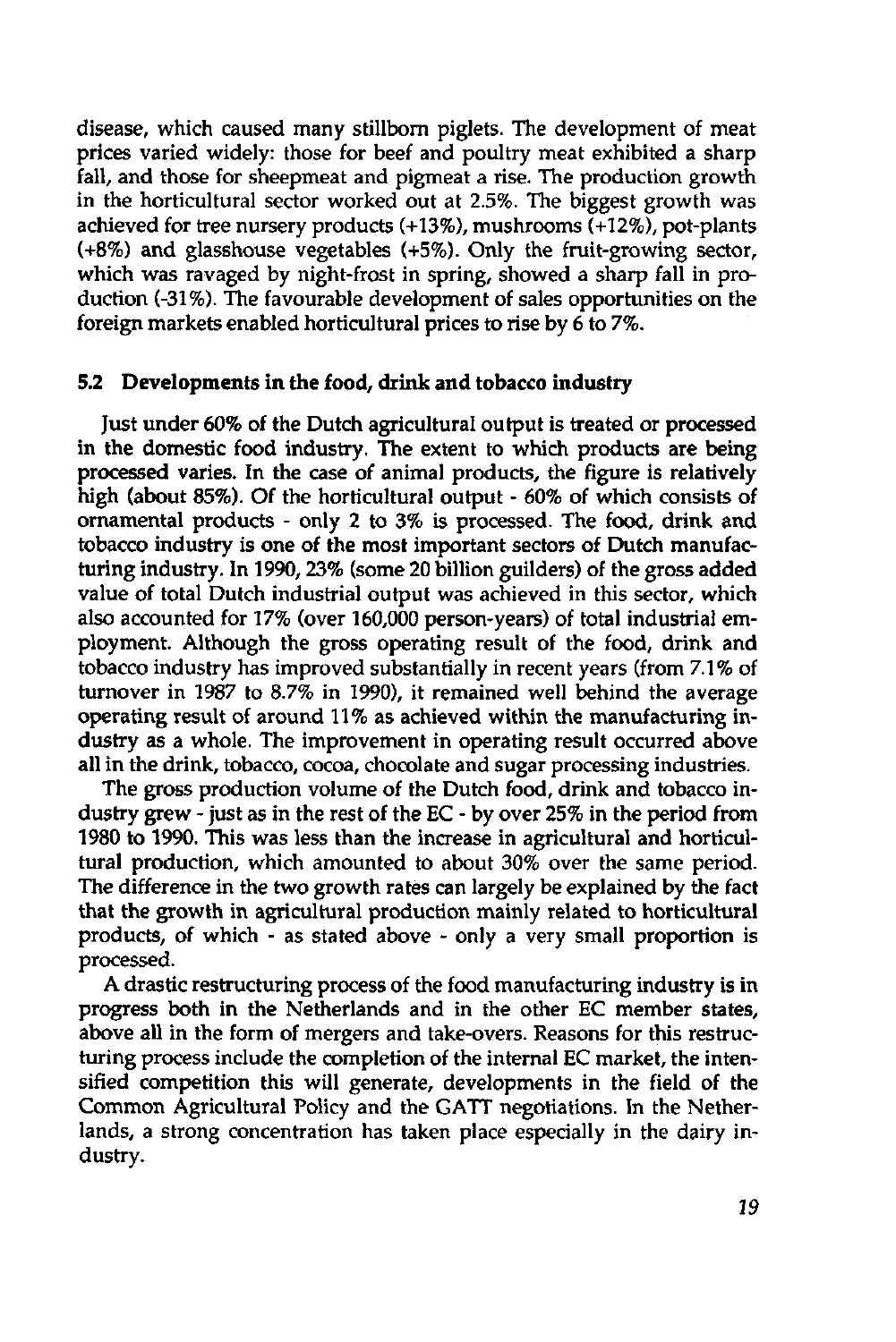disease, which caused many stillborn piglets. The development of meat prices varied widely: those for beef and poultry meat exhibited a sharp fall, and those for sheepmeat and pigmeat a rise. The production growth in the horticultural sector worked out at 2.5%. The biggest growth was achieved for tree nursery products (+13%), mushrooms (+12%), pot-plants (+8%) and glasshouse vegetables (+5%). Only the fruit-growing sector, which was ravaged by night-frost in spring, showed a sharp fall in production (-31%). The favourable development of sales opportunities on the foreign markets enabled horticultural prices to rise by 6 to 7%.

### 5.2 Developments in the food, drink and tobacco industry

Just under 60% of the Dutch agricultural output is treated or processed in the domestic food industry. The extent to which products are being processed varies. In the case of animal products, the figure is relatively high (about 85%). Of the horticultural output - 60% of which consists of ornamental products - only 2 to 3% is processed. The food, drink and tobacco industry is one of the most important sectors of Dutch manufacturing industry. In 1990, 23% (some 20 billion guilders) of the gross added value of total Dutch industrial output was achieved in this sector, which also accounted for 17% (over 160,000 person-years) of total industrial employment. Although the gross operating result of the food, drink and tobacco industry has improved substantially in recent years (from 7.1% of turnover in 1987 to 8.7% in 1990), it remained well behind the average operating result of around 11% as achieved within the manufacturing industry as a whole. The improvement in operating result occurred above all in the drink, tobacco, cocoa, chocolate and sugar processing industries.

The gross production volume of the Dutch food, drink and tobacco industry grew - just as in the rest of the EC - by over 25% in the period from 1980 to 1990. This was less than the increase in agricultural and horticultural production, which amounted to about 30% over the same period. The difference in the two growth rates can largely be explained by the fact that the growth in agricultural production mainly related to horticultural products, of which - as stated above - only a very small proportion is processed.

A drastic restructuring process of the food manufacturing industry is in progress both in the Netherlands and in the other EC member states, above all in the form of mergers and take-overs. Reasons for this restructuring process include the completion of the internal EC market, the intensified competition this will generate, developments in the field of the Common Agricultural Policy and the GATT negotiations. In the Netherlands, a strong concentration has taken place especially in the dairy industry.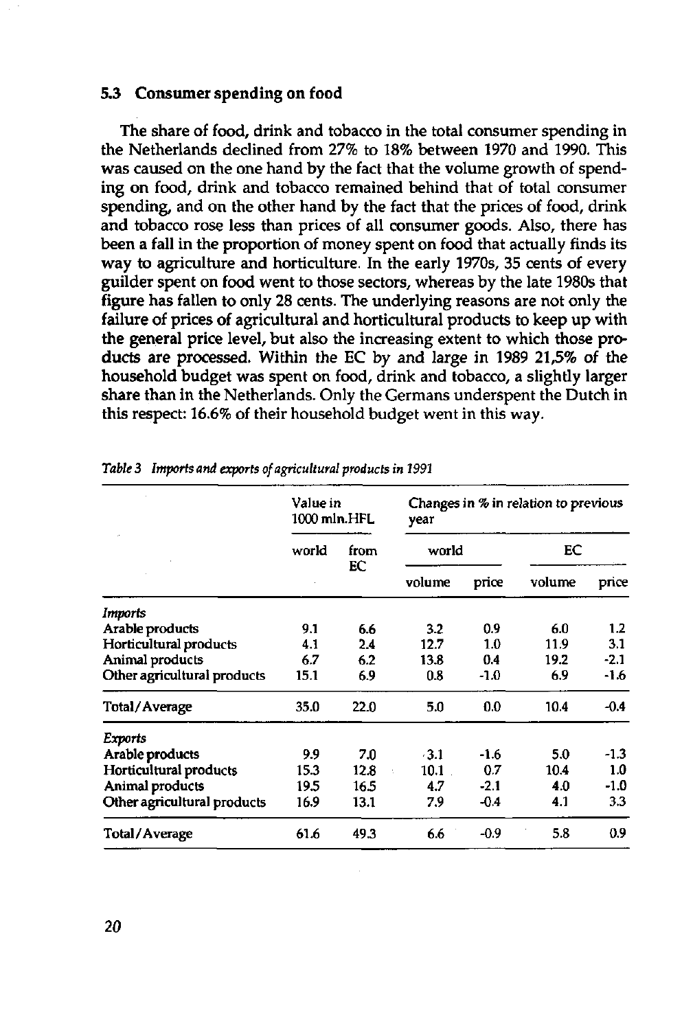### 5.3 Consumer spending on food

The share of food, drink and tobacco in the total consumer spending in the Netherlands declined from 27% to 18% between 1970 and 1990. This was caused on the one hand by the fact that the volume growth of spending on food, drink and tobacco remained behind that of total consumer spending, and on the other hand by the fact that the prices of food, drink and tobacco rose less than prices of all consumer goods. Also, there has been a fall in the proportion of money spent on food that actually finds its way to agriculture and horticulture. In the early 1970s, 35 cents of every guilder spent on food went to those sectors, whereas by the late 1980s that figure has fallen to only 28 cents. The underlying reasons are not only the failure of prices of agricultural and horticultural products to keep up with the general price level, but also the increasing extent to which those products are processed. Within the EC by and large in 1989 21,5% of the household budget was spent on food, drink and tobacco, a slightly larger share than in the Netherlands. Only the Germans underspent the Dutch in this respect: 16.6% of their household budget went in this way.

*Table 3 Imports and exports of agricultural products in 1991*

| | Value in 1000 mln.HFL | | Changes in % in relation to previous year | | | |
|---|---|---|---|---|---|---|
| | world | from EC | world | | EC | |
| | | | volume | price | volume | price |
| *Imports* | | | | | | |
| Arable products | 9.1 | 6.6 | 3.2 | 0.9 | 6.0 | 1.2 |
| Horticultural products | 4.1 | 2.4 | 12.7 | 1.0 | 11.9 | 3.1 |
| Animal products | 6.7 | 6.2 | 13.8 | 0.4 | 19.2 | -2.1 |
| Other agricultural products | 15.1 | 6.9 | 0.8 | -1.0 | 6.9 | -1.6 |
| Total/Average | 35.0 | 22.0 | 5.0 | 0.0 | 10.4 | -0.4 |
| *Exports* | | | | | | |
| Arable products | 9.9 | 7.0 | 3.1 | -1.6 | 5.0 | -1.3 |
| Horticultural products | 15.3 | 12.8 | 10.1 | 0.7 | 10.4 | 1.0 |
| Animal products | 19.5 | 16.5 | 4.7 | -2.1 | 4.0 | -1.0 |
| Other agricultural products | 16.9 | 13.1 | 7.9 | -0.4 | 4.1 | 3.3 |
| Total/Average | 61.6 | 49.3 | 6.6 | -0.9 | 5.8 | 0.9 |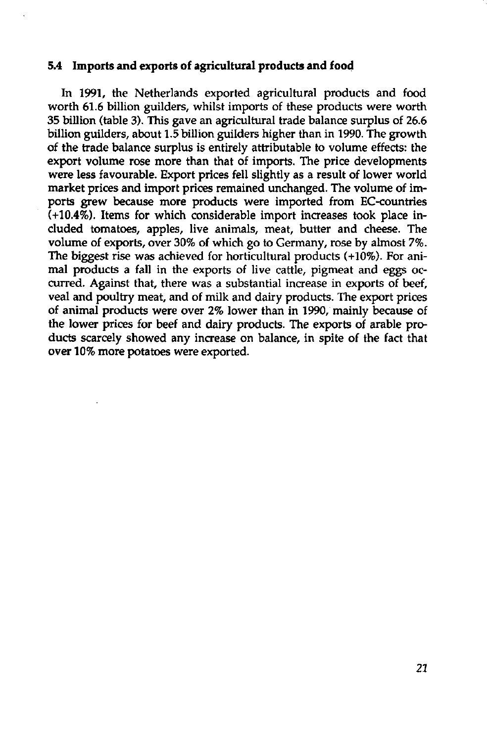### 5.4 Imports and exports of agricultural products and food

In 1991, the Netherlands exported agricultural products and food worth 61.6 billion guilders, whilst imports of these products were worth 35 billion (table 3). This gave an agricultural trade balance surplus of 26.6 billion guilders, about 1.5 billion guilders higher than in 1990. The growth of the trade balance surplus is entirely attributable to volume effects: the export volume rose more than that of imports. The price developments were less favourable. Export prices fell slightly as a result of lower world market prices and import prices remained unchanged. The volume of imports grew because more products were imported from EC-countries (+10.4%). Items for which considerable import increases took place included tomatoes, apples, live animals, meat, butter and cheese. The volume of exports, over 30% of which go to Germany, rose by almost 7%. The biggest rise was achieved for horticultural products (+10%). For animal products a fall in the exports of live cattle, pigmeat and eggs occurred. Against that, there was a substantial increase in exports of beef, veal and poultry meat, and of milk and dairy products. The export prices of animal products were over 2% lower than in 1990, mainly because of the lower prices for beef and dairy products. The exports of arable products scarcely showed any increase on balance, in spite of the fact that over 10% more potatoes were exported.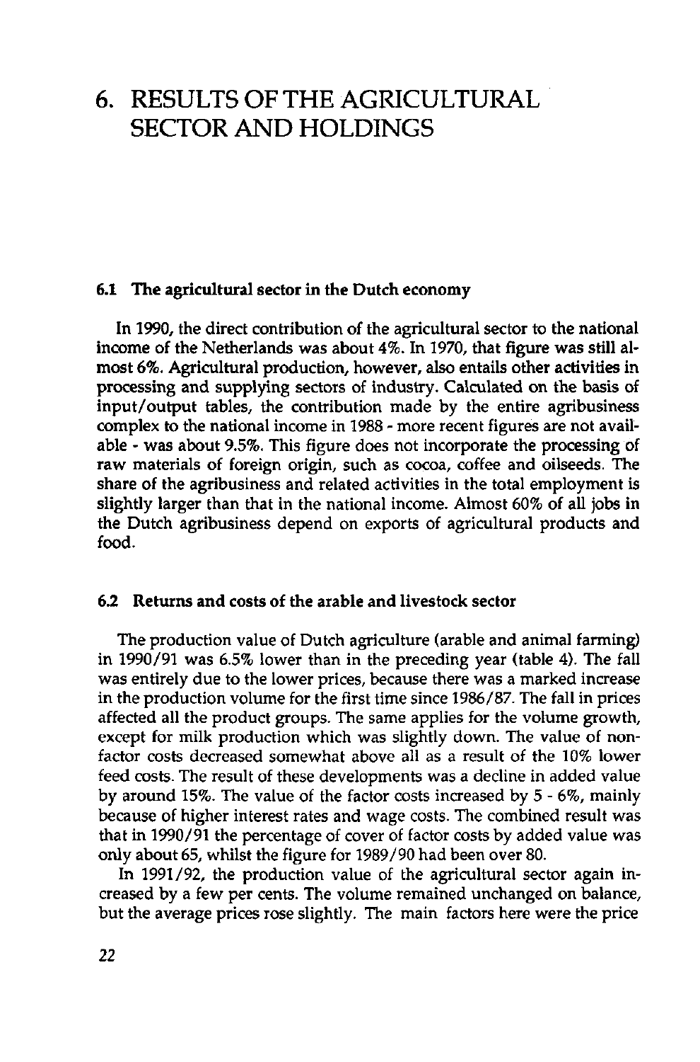# 6. RESULTS OF THE AGRICULTURAL SECTOR AND HOLDINGS

### 6.1 The agricultural sector in the Dutch economy

In 1990, the direct contribution of the agricultural sector to the national income of the Netherlands was about 4%. In 1970, that figure was still almost 6%. Agricultural production, however, also entails other activities in processing and supplying sectors of industry. Calculated on the basis of input/output tables, the contribution made by the entire agribusiness complex to the national income in 1988 - more recent figures are not available - was about 9.5%. This figure does not incorporate the processing of raw materials of foreign origin, such as cocoa, coffee and oilseeds. The share of the agribusiness and related activities in the total employment is slightly larger than that in the national income. Almost 60% of all jobs in the Dutch agribusiness depend on exports of agricultural products and food.

### 6.2 Returns and costs of the arable and livestock sector

The production value of Dutch agriculture (arable and animal farming) in 1990/91 was 6.5% lower than in the preceding year (table 4). The fall was entirely due to the lower prices, because there was a marked increase in the production volume for the first time since 1986/87. The fall in prices affected all the product groups. The same applies for the volume growth, except for milk production which was slightly down. The value of non-factor costs decreased somewhat above all as a result of the 10% lower feed costs. The result of these developments was a decline in added value by around 15%. The value of the factor costs increased by 5 - 6%, mainly because of higher interest rates and wage costs. The combined result was that in 1990/91 the percentage of cover of factor costs by added value was only about 65, whilst the figure for 1989/90 had been over 80.

In 1991/92, the production value of the agricultural sector again increased by a few per cents. The volume remained unchanged on balance, but the average prices rose slightly. The main factors here were the price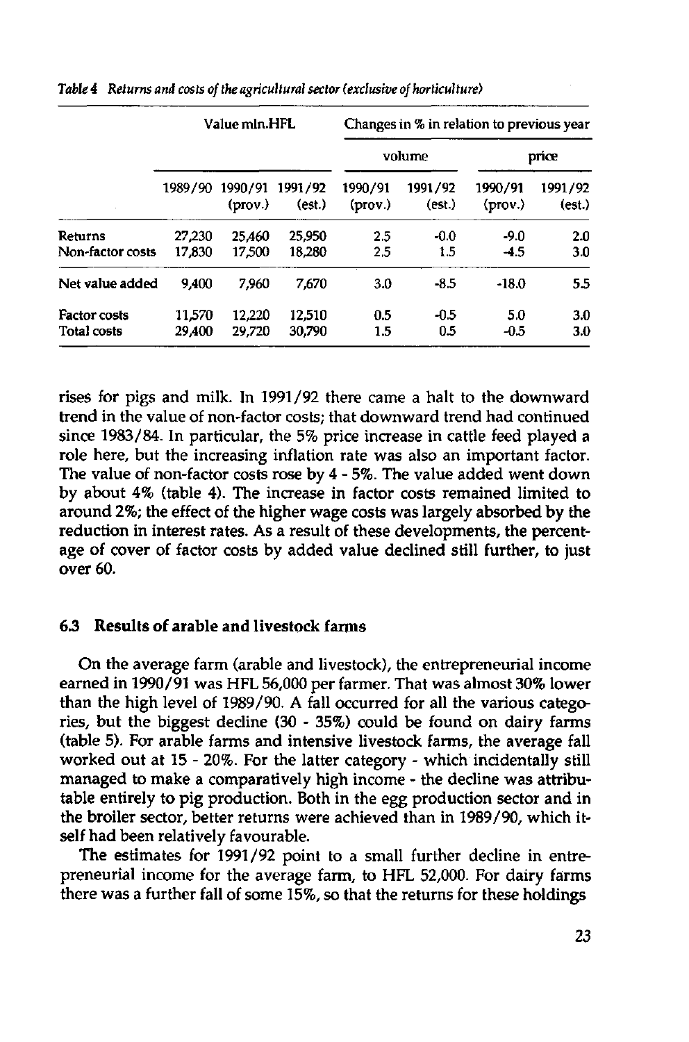*Table 4 Returns and costs of the agricultural sector (exclusive of horticulture)*

| | Value mln.HFL | | | Changes in % in relation to previous year | | | |
|---|---|---|---|---|---|---|---|
| | | | | volume | | price | |
| | 1989/90 | 1990/91 (prov.) | 1991/92 (est.) | 1990/91 (prov.) | 1991/92 (est.) | 1990/91 (prov.) | 1991/92 (est.) |
| Returns | 27,230 | 25,460 | 25,950 | 2.5 | -0.0 | -9.0 | 2.0 |
| Non-factor costs | 17,830 | 17,500 | 18,280 | 2.5 | 1.5 | -4.5 | 3.0 |
| Net value added | 9,400 | 7,960 | 7,670 | 3.0 | -8.5 | -18.0 | 5.5 |
| Factor costs | 11,570 | 12,220 | 12,510 | 0.5 | -0.5 | 5.0 | 3.0 |
| Total costs | 29,400 | 29,720 | 30,790 | 1.5 | 0.5 | -0.5 | 3.0 |

rises for pigs and milk. In 1991/92 there came a halt to the downward trend in the value of non-factor costs; that downward trend had continued since 1983/84. In particular, the 5% price increase in cattle feed played a role here, but the increasing inflation rate was also an important factor. The value of non-factor costs rose by 4 - 5%. The value added went down by about 4% (table 4). The increase in factor costs remained limited to around 2%; the effect of the higher wage costs was largely absorbed by the reduction in interest rates. As a result of these developments, the percentage of cover of factor costs by added value declined still further, to just over 60.

### 6.3 Results of arable and livestock farms

On the average farm (arable and livestock), the entrepreneurial income earned in 1990/91 was HFL 56,000 per farmer. That was almost 30% lower than the high level of 1989/90. A fall occurred for all the various categories, but the biggest decline (30 - 35%) could be found on dairy farms (table 5). For arable farms and intensive livestock farms, the average fall worked out at 15 - 20%. For the latter category - which incidentally still managed to make a comparatively high income - the decline was attributable entirely to pig production. Both in the egg production sector and in the broiler sector, better returns were achieved than in 1989/90, which itself had been relatively favourable.

The estimates for 1991/92 point to a small further decline in entrepreneurial income for the average farm, to HFL 52,000. For dairy farms there was a further fall of some 15%, so that the returns for these holdings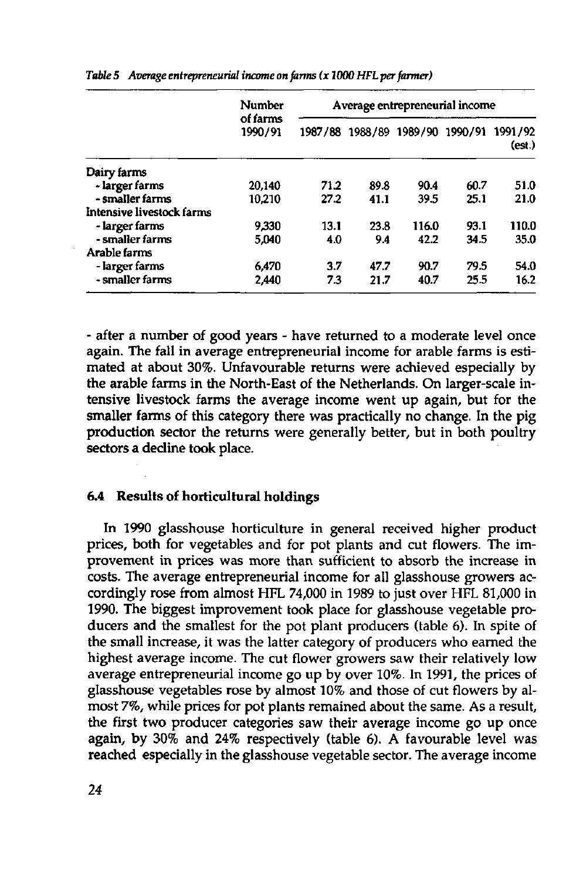*Table 5 Average entrepreneurial income on farms (x 1000 HFL per farmer)*

| | Number of farms 1990/91 | Average entrepreneurial income | | | | |
|---|---|---|---|---|---|---|
| | | 1987/88 | 1988/89 | 1989/90 | 1990/91 | 1991/92 (est.) |
| Dairy farms | | | | | | |
| - larger farms | 20,140 | 71.2 | 89.8 | 90.4 | 60.7 | 51.0 |
| - smaller farms | 10,210 | 27.2 | 41.1 | 39.5 | 25.1 | 21.0 |
| Intensive livestock farms | | | | | | |
| - larger farms | 9,330 | 13.1 | 23.8 | 116.0 | 93.1 | 110.0 |
| - smaller farms | 5,040 | 4.0 | 9.4 | 42.2 | 34.5 | 35.0 |
| Arable farms | | | | | | |
| - larger farms | 6,470 | 3.7 | 47.7 | 90.7 | 79.5 | 54.0 |
| - smaller farms | 2,440 | 7.3 | 21.7 | 40.7 | 25.5 | 16.2 |

- after a number of good years - have returned to a moderate level once again. The fall in average entrepreneurial income for arable farms is estimated at about 30%. Unfavourable returns were achieved especially by the arable farms in the North-East of the Netherlands. On larger-scale intensive livestock farms the average income went up again, but for the smaller farms of this category there was practically no change. In the pig production sector the returns were generally better, but in both poultry sectors a decline took place.

### 6.4 Results of horticultural holdings

In 1990 glasshouse horticulture in general received higher product prices, both for vegetables and for pot plants and cut flowers. The improvement in prices was more than sufficient to absorb the increase in costs. The average entrepreneurial income for all glasshouse growers accordingly rose from almost HFL 74,000 in 1989 to just over HFL 81,000 in 1990. The biggest improvement took place for glasshouse vegetable producers and the smallest for the pot plant producers (table 6). In spite of the small increase, it was the latter category of producers who earned the highest average income. The cut flower growers saw their relatively low average entrepreneurial income go up by over 10%. In 1991, the prices of glasshouse vegetables rose by almost 10% and those of cut flowers by almost 7%, while prices for pot plants remained about the same. As a result, the first two producer categories saw their average income go up once again, by 30% and 24% respectively (table 6). A favourable level was reached especially in the glasshouse vegetable sector. The average income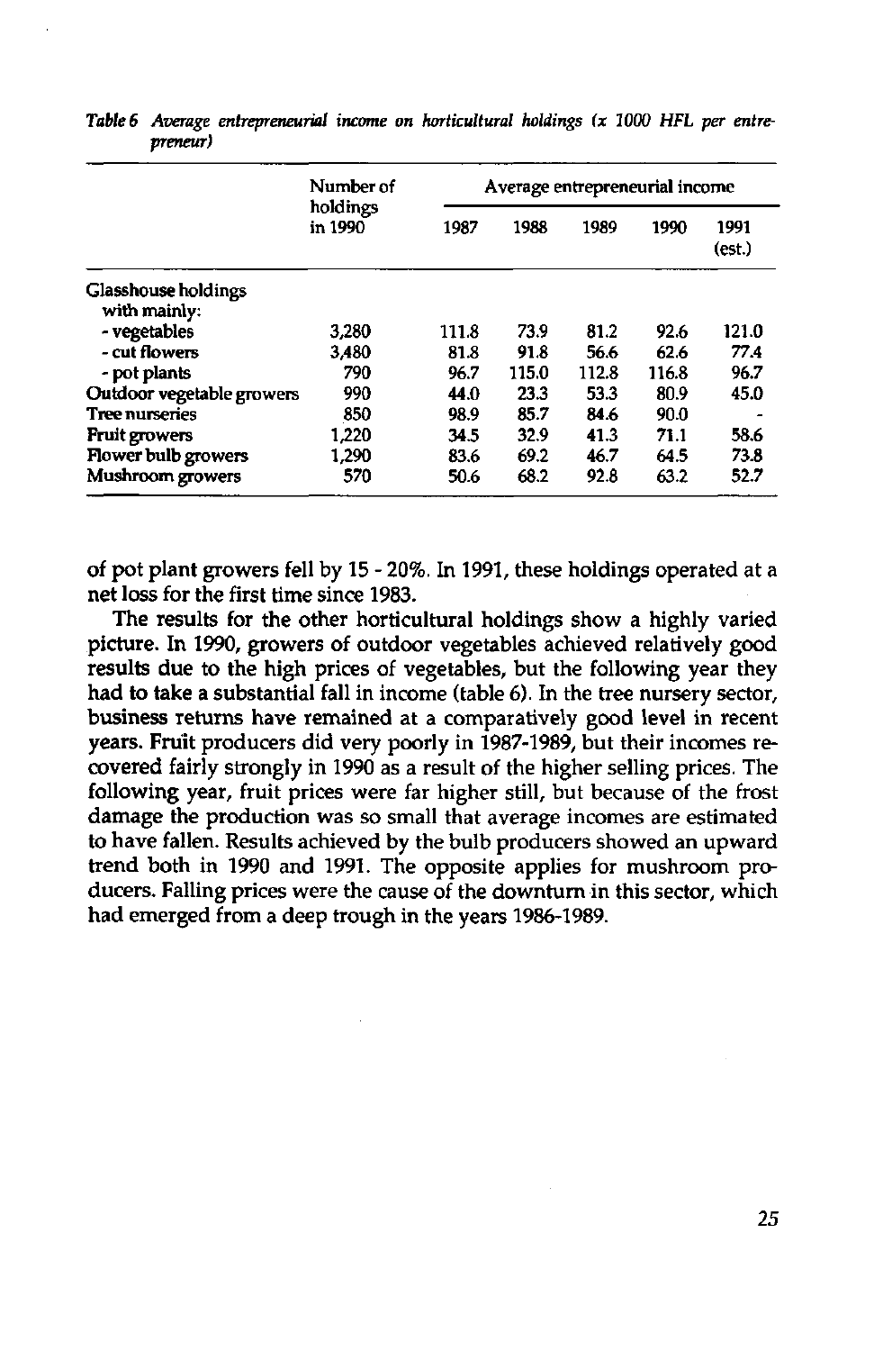*Table 6 Average entrepreneurial income on horticultural holdings (x 1000 HFL per entrepreneur)*

| | Number of holdings in 1990 | Average entrepreneurial income | | | | |
|---|---|---|---|---|---|---|
| | | 1987 | 1988 | 1989 | 1990 | 1991 (est.) |
| Glasshouse holdings with mainly: | | | | | | |
| - vegetables | 3,280 | 111.8 | 73.9 | 81.2 | 92.6 | 121.0 |
| - cut flowers | 3,480 | 81.8 | 91.8 | 56.6 | 62.6 | 77.4 |
| - pot plants | 790 | 96.7 | 115.0 | 112.8 | 116.8 | 96.7 |
| Outdoor vegetable growers | 990 | 44.0 | 23.3 | 53.3 | 80.9 | 45.0 |
| Tree nurseries | 850 | 98.9 | 85.7 | 84.6 | 90.0 | - |
| Fruit growers | 1,220 | 34.5 | 32.9 | 41.3 | 71.1 | 58.6 |
| Flower bulb growers | 1,290 | 83.6 | 69.2 | 46.7 | 64.5 | 73.8 |
| Mushroom growers | 570 | 50.6 | 68.2 | 92.8 | 63.2 | 52.7 |

of pot plant growers fell by 15 - 20%. In 1991, these holdings operated at a net loss for the first time since 1983.

The results for the other horticultural holdings show a highly varied picture. In 1990, growers of outdoor vegetables achieved relatively good results due to the high prices of vegetables, but the following year they had to take a substantial fall in income (table 6). In the tree nursery sector, business returns have remained at a comparatively good level in recent years. Fruit producers did very poorly in 1987-1989, but their incomes recovered fairly strongly in 1990 as a result of the higher selling prices. The following year, fruit prices were far higher still, but because of the frost damage the production was so small that average incomes are estimated to have fallen. Results achieved by the bulb producers showed an upward trend both in 1990 and 1991. The opposite applies for mushroom producers. Falling prices were the cause of the downturn in this sector, which had emerged from a deep trough in the years 1986-1989.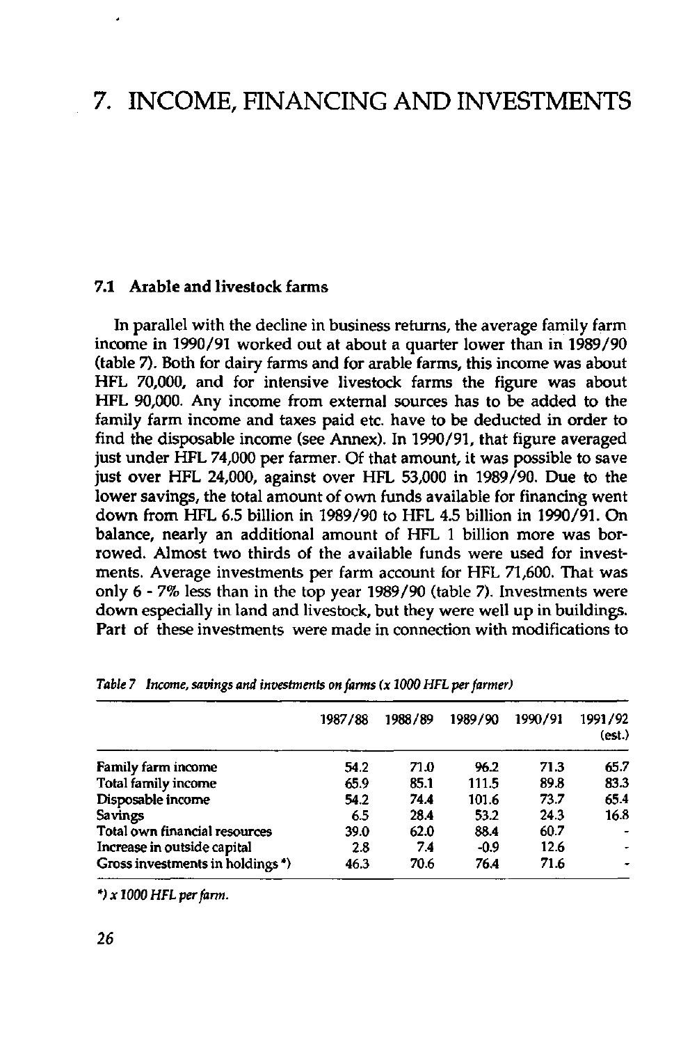# 7. INCOME, FINANCING AND INVESTMENTS

### 7.1 Arable and livestock farms

In parallel with the decline in business returns, the average family farm income in 1990/91 worked out at about a quarter lower than in 1989/90 (table 7). Both for dairy farms and for arable farms, this income was about HFL 70,000, and for intensive livestock farms the figure was about HFL 90,000. Any income from external sources has to be added to the family farm income and taxes paid etc. have to be deducted in order to find the disposable income (see Annex). In 1990/91, that figure averaged just under HFL 74,000 per farmer. Of that amount, it was possible to save just over HFL 24,000, against over HFL 53,000 in 1989/90. Due to the lower savings, the total amount of own funds available for financing went down from HFL 6.5 billion in 1989/90 to HFL 4.5 billion in 1990/91. On balance, nearly an additional amount of HFL 1 billion more was borrowed. Almost two thirds of the available funds were used for investments. Average investments per farm account for HFL 71,600. That was only 6 - 7% less than in the top year 1989/90 (table 7). Investments were down especially in land and livestock, but they were well up in buildings. Part of these investments were made in connection with modifications to

*Table 7 Income, savings and investments on farms (x 1000 HFL per farmer)*

| | 1987/88 | 1988/89 | 1989/90 | 1990/91 | 1991/92 (est.) |
|---|---|---|---|---|---|
| Family farm income | 54.2 | 71.0 | 96.2 | 71.3 | 65.7 |
| Total family income | 65.9 | 85.1 | 111.5 | 89.8 | 83.3 |
| Disposable income | 54.2 | 74.4 | 101.6 | 73.7 | 65.4 |
| Savings | 6.5 | 28.4 | 53.2 | 24.3 | 16.8 |
| Total own financial resources | 39.0 | 62.0 | 88.4 | 60.7 | - |
| Increase in outside capital | 2.8 | 7.4 | -0.9 | 12.6 | - |
| Gross investments in holdings *) | 46.3 | 70.6 | 76.4 | 71.6 | - |

*\*) x 1000 HFL per farm.*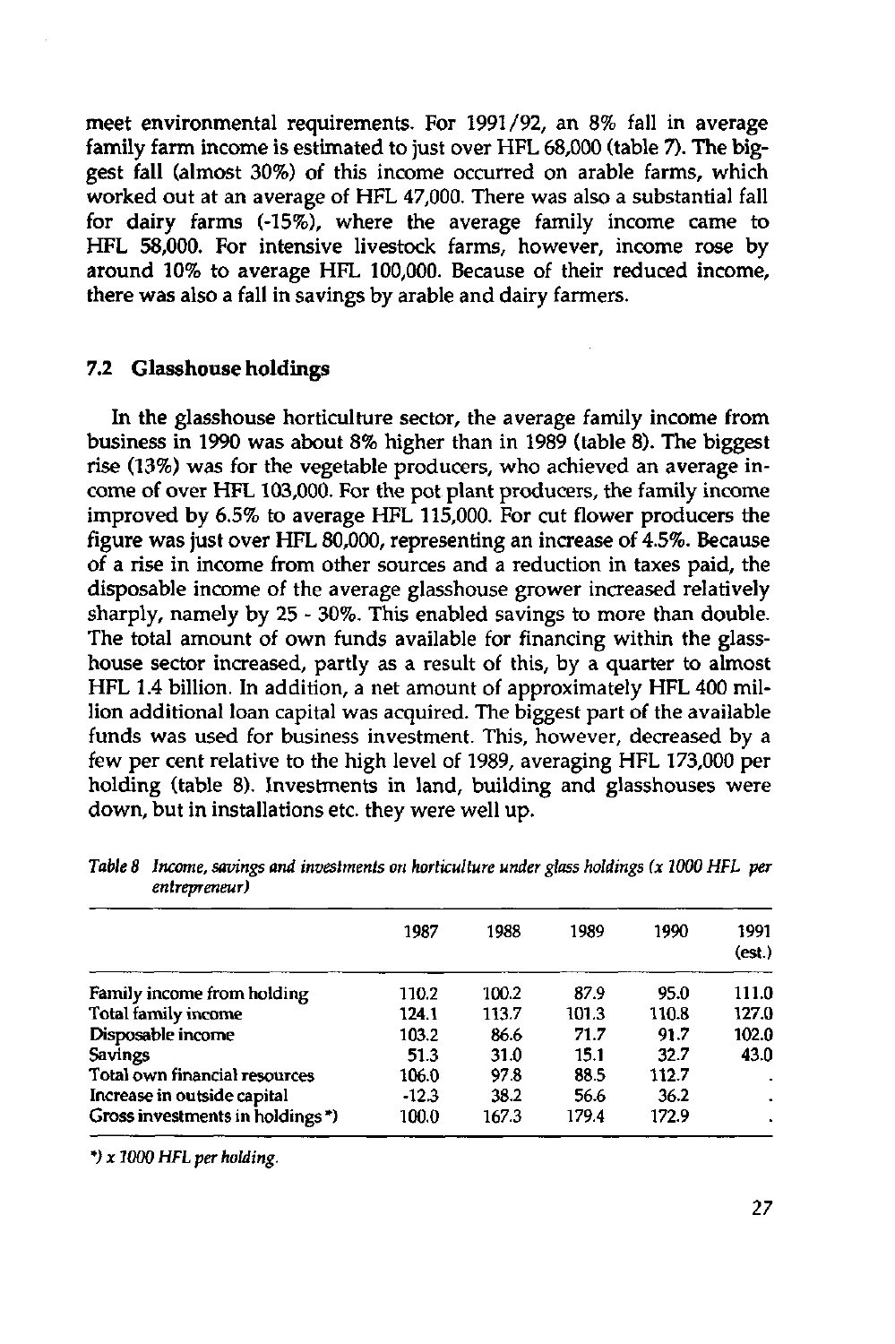meet environmental requirements. For 1991/92, an 8% fall in average family farm income is estimated to just over HFL 68,000 (table 7). The biggest fall (almost 30%) of this income occurred on arable farms, which worked out at an average of HFL 47,000. There was also a substantial fall for dairy farms (-15%), where the average family income came to HFL 58,000. For intensive livestock farms, however, income rose by around 10% to average HFL 100,000. Because of their reduced income, there was also a fall in savings by arable and dairy farmers.

## 7.2 Glasshouse holdings

In the glasshouse horticulture sector, the average family income from business in 1990 was about 8% higher than in 1989 (table 8). The biggest rise (13%) was for the vegetable producers, who achieved an average income of over HFL 103,000. For the pot plant producers, the family income improved by 6.5% to average HFL 115,000. For cut flower producers the figure was just over HFL 80,000, representing an increase of 4.5%. Because of a rise in income from other sources and a reduction in taxes paid, the disposable income of the average glasshouse grower increased relatively sharply, namely by 25 - 30%. This enabled savings to more than double. The total amount of own funds available for financing within the glasshouse sector increased, partly as a result of this, by a quarter to almost HFL 1.4 billion. In addition, a net amount of approximately HFL 400 million additional loan capital was acquired. The biggest part of the available funds was used for business investment. This, however, decreased by a few per cent relative to the high level of 1989, averaging HFL 173,000 per holding (table 8). Investments in land, building and glasshouses were down, but in installations etc. they were well up.

*Table 8 Income, savings and investments on horticulture under glass holdings (x 1000 HFL per entrepreneur)*

| | 1987 | 1988 | 1989 | 1990 | 1991 (est.) |
|---|---|---|---|---|---|
| Family income from holding | 110.2 | 100.2 | 87.9 | 95.0 | 111.0 |
| Total family income | 124.1 | 113.7 | 101.3 | 110.8 | 127.0 |
| Disposable income | 103.2 | 86.6 | 71.7 | 91.7 | 102.0 |
| Savings | 51.3 | 31.0 | 15.1 | 32.7 | 43.0 |
| Total own financial resources | 106.0 | 97.8 | 88.5 | 112.7 | . |
| Increase in outside capital | -12.3 | 38.2 | 56.6 | 36.2 | . |
| Gross investments in holdings *) | 100.0 | 167.3 | 179.4 | 172.9 | . |

*) x 1000 HFL per holding.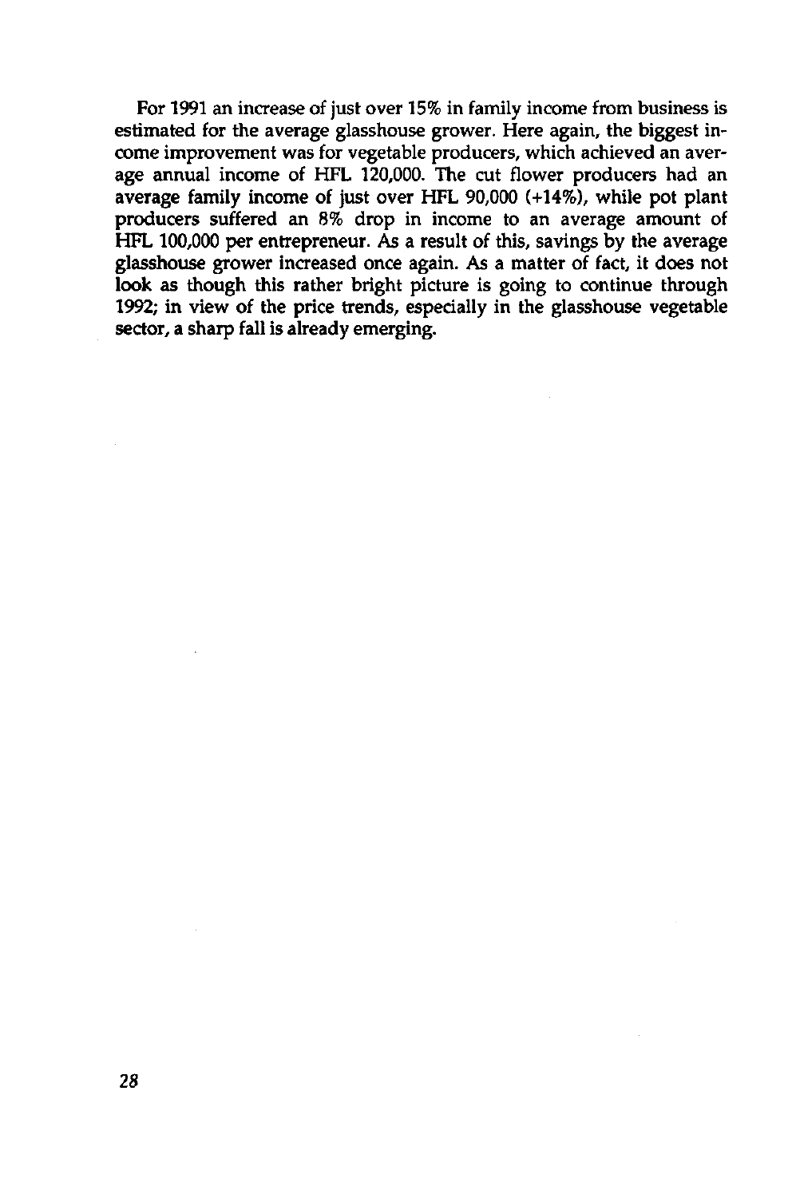For 1991 an increase of just over 15% in family income from business is estimated for the average glasshouse grower. Here again, the biggest income improvement was for vegetable producers, which achieved an average annual income of HFL 120,000. The cut flower producers had an average family income of just over HFL 90,000 (+14%), while pot plant producers suffered an 8% drop in income to an average amount of HFL 100,000 per entrepreneur. As a result of this, savings by the average glasshouse grower increased once again. As a matter of fact, it does not look as though this rather bright picture is going to continue through 1992; in view of the price trends, especially in the glasshouse vegetable sector, a sharp fall is already emerging.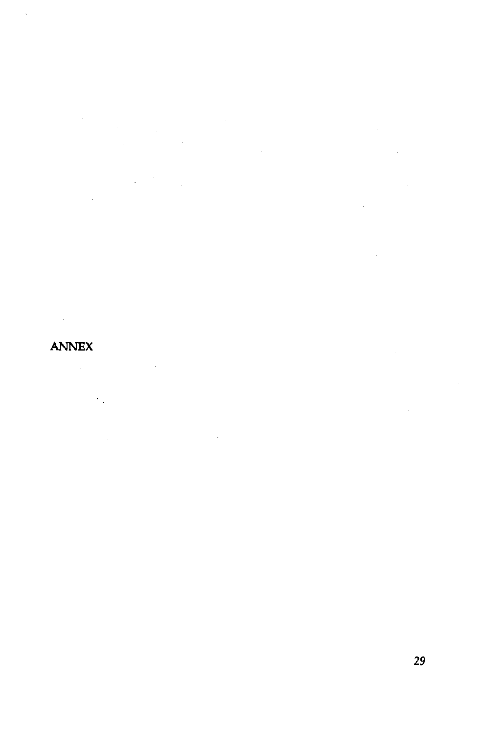# ANNEX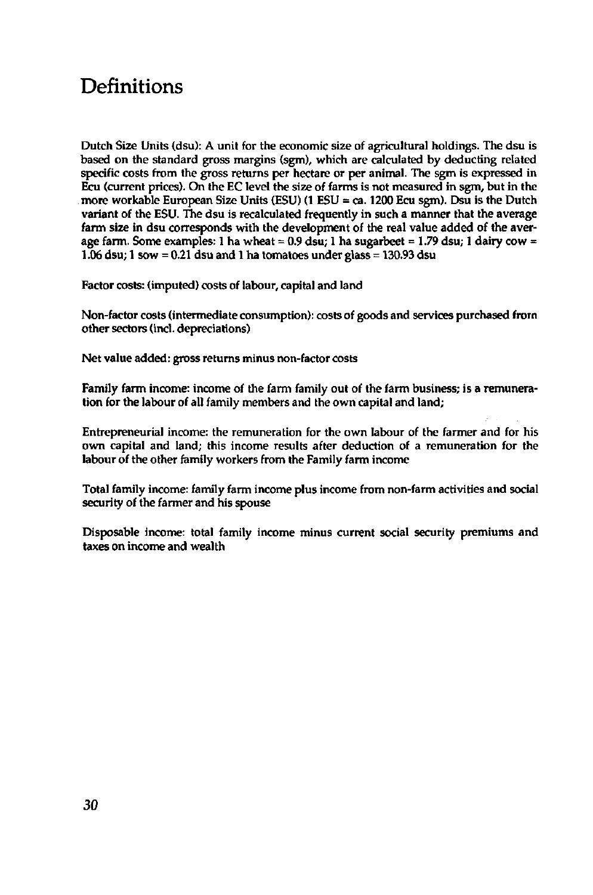# Definitions

Dutch Size Units (dsu): A unit for the economic size of agricultural holdings. The dsu is based on the standard gross margins (sgm), which are calculated by deducting related specific costs from the gross returns per hectare or per animal. The sgm is expressed in Ecu (current prices). On the EC level the size of farms is not measured in sgm, but in the more workable European Size Units (ESU) (1 ESU = ca. 1200 Ecu sgm). Dsu is the Dutch variant of the ESU. The dsu is recalculated frequently in such a manner that the average farm size in dsu corresponds with the development of the real value added of the average farm. Some examples: 1 ha wheat = 0.9 dsu; 1 ha sugarbeet = 1.79 dsu; 1 dairy cow = 1.06 dsu; 1 sow = 0.21 dsu and 1 ha tomatoes under glass = 130.93 dsu

Factor costs: (imputed) costs of labour, capital and land

Non-factor costs (intermediate consumption): costs of goods and services purchased from other sectors (incl. depreciations)

Net value added: gross returns minus non-factor costs

Family farm income: income of the farm family out of the farm business; is a remuneration for the labour of all family members and the own capital and land;

Entrepreneurial income: the remuneration for the own labour of the farmer and for his own capital and land; this income results after deduction of a remuneration for the labour of the other family workers from the Family farm income

Total family income: family farm income plus income from non-farm activities and social security of the farmer and his spouse

Disposable income: total family income minus current social security premiums and taxes on income and wealth